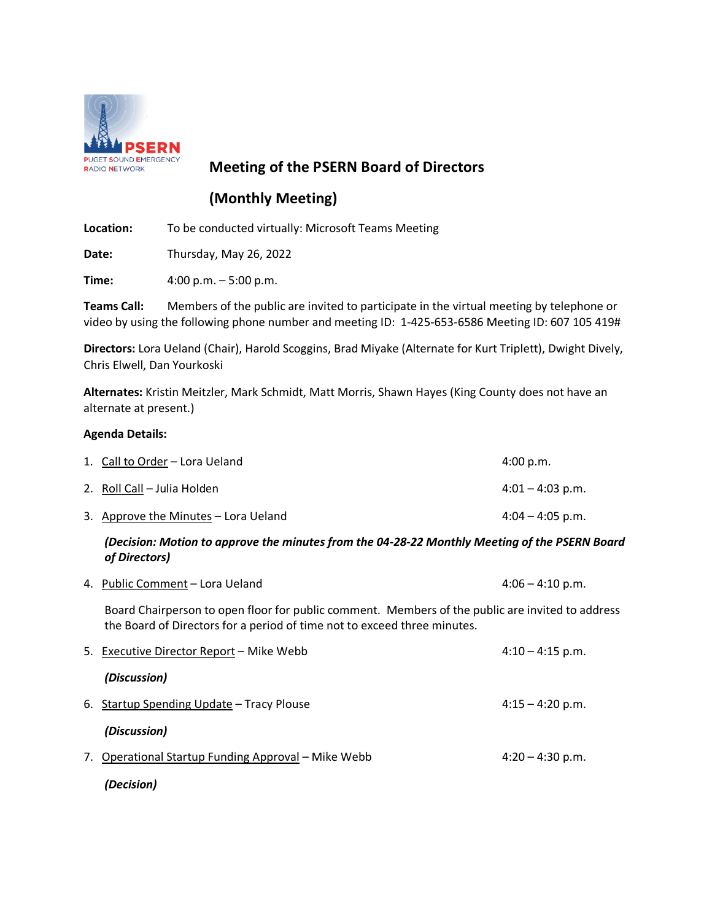PSERN
PUGET SOUND EMERGENCY RADIO NETWORK

# Meeting of the PSERN Board of Directors

# (Monthly Meeting)

**Location:** To be conducted virtually: Microsoft Teams Meeting

**Date:** Thursday, May 26, 2022

**Time:** 4:00 p.m. – 5:00 p.m.

**Teams Call:** Members of the public are invited to participate in the virtual meeting by telephone or video by using the following phone number and meeting ID: 1-425-653-6586 Meeting ID: 607 105 419#

**Directors:** Lora Ueland (Chair), Harold Scoggins, Brad Miyake (Alternate for Kurt Triplett), Dwight Dively, Chris Elwell, Dan Yourkoski

**Alternates:** Kristin Meitzler, Mark Schmidt, Matt Morris, Shawn Hayes (King County does not have an alternate at present.)

**Agenda Details:**

1. Call to Order – Lora Ueland 4:00 p.m.

2. Roll Call – Julia Holden 4:01 – 4:03 p.m.

3. Approve the Minutes – Lora Ueland 4:04 – 4:05 p.m.

   ***(Decision: Motion to approve the minutes from the 04-28-22 Monthly Meeting of the PSERN Board of Directors)***

4. Public Comment – Lora Ueland 4:06 – 4:10 p.m.

   Board Chairperson to open floor for public comment. Members of the public are invited to address the Board of Directors for a period of time not to exceed three minutes.

5. Executive Director Report – Mike Webb 4:10 – 4:15 p.m.

   ***(Discussion)***

6. Startup Spending Update – Tracy Plouse 4:15 – 4:20 p.m.

   ***(Discussion)***

7. Operational Startup Funding Approval – Mike Webb 4:20 – 4:30 p.m.

   ***(Decision)***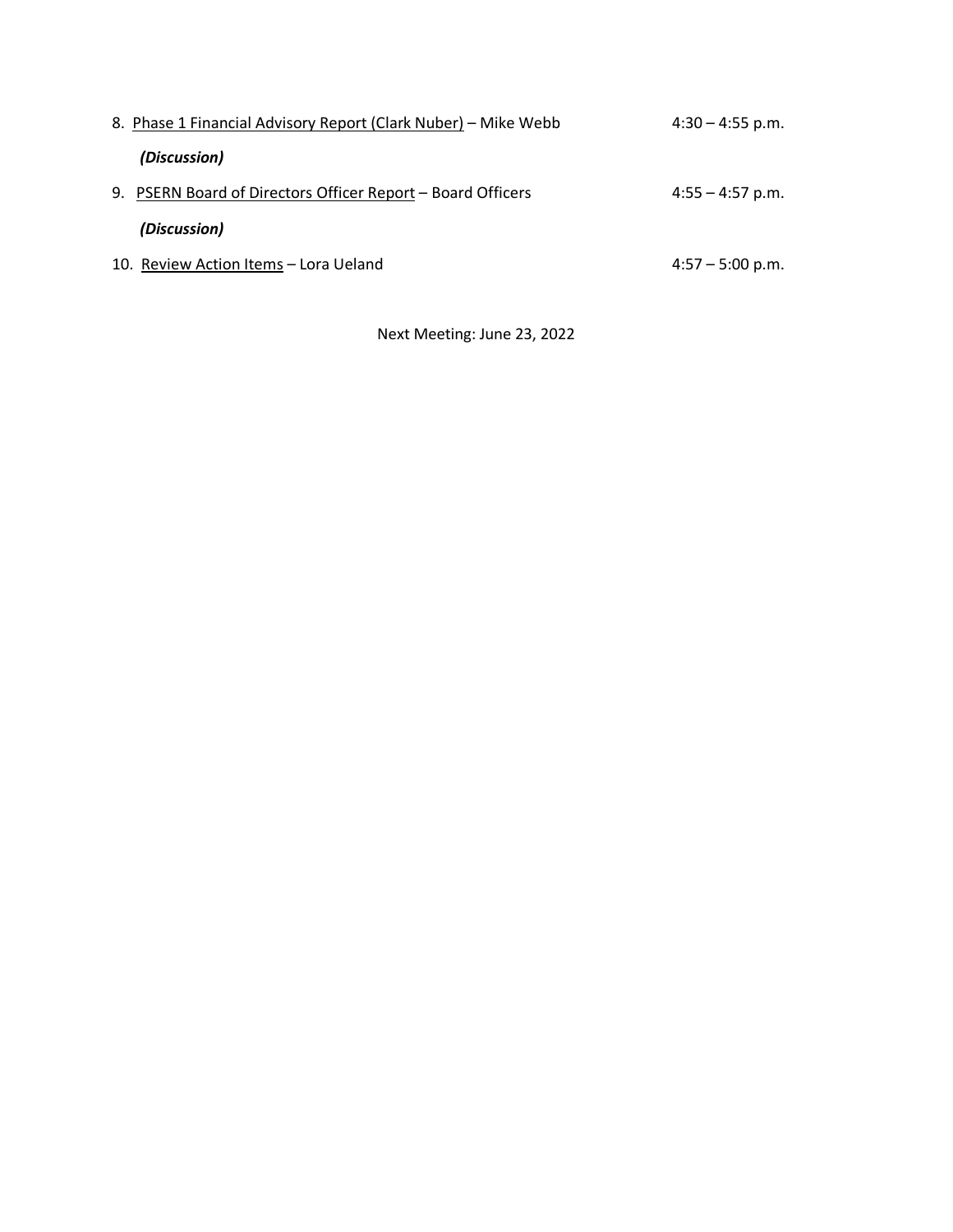8. Phase 1 Financial Advisory Report (Clark Nuber) – Mike Webb — 4:30 – 4:55 p.m.

   ***(Discussion)***

9. PSERN Board of Directors Officer Report – Board Officers — 4:55 – 4:57 p.m.

   ***(Discussion)***

10. Review Action Items – Lora Ueland — 4:57 – 5:00 p.m.

Next Meeting: June 23, 2022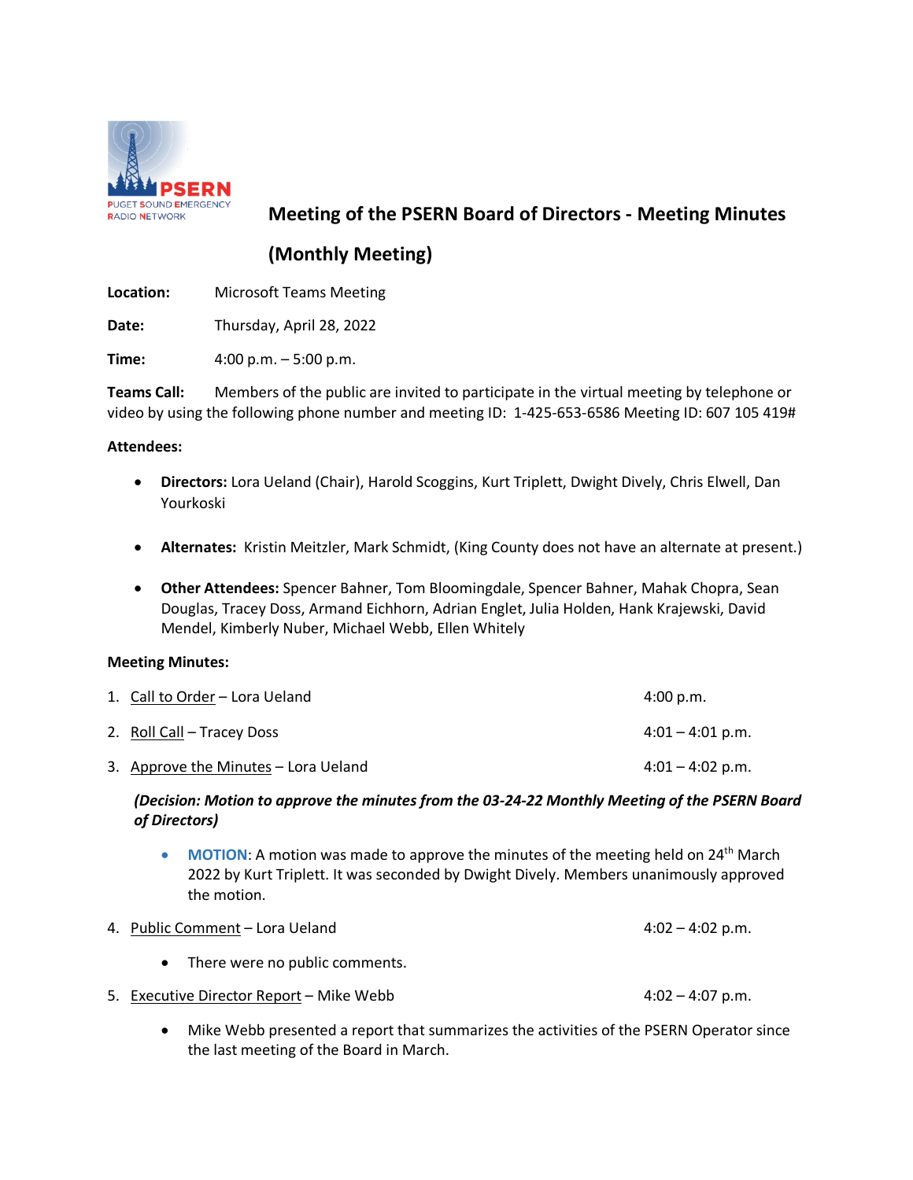# Meeting of the PSERN Board of Directors - Meeting Minutes (Monthly Meeting)

**Location:** Microsoft Teams Meeting

**Date:** Thursday, April 28, 2022

**Time:** 4:00 p.m. – 5:00 p.m.

**Teams Call:** Members of the public are invited to participate in the virtual meeting by telephone or video by using the following phone number and meeting ID: 1-425-653-6586 Meeting ID: 607 105 419#

**Attendees:**

- **Directors:** Lora Ueland (Chair), Harold Scoggins, Kurt Triplett, Dwight Dively, Chris Elwell, Dan Yourkoski
- **Alternates:** Kristin Meitzler, Mark Schmidt, (King County does not have an alternate at present.)
- **Other Attendees:** Spencer Bahner, Tom Bloomingdale, Spencer Bahner, Mahak Chopra, Sean Douglas, Tracey Doss, Armand Eichhorn, Adrian Englet, Julia Holden, Hank Krajewski, David Mendel, Kimberly Nuber, Michael Webb, Ellen Whitely

**Meeting Minutes:**

1. Call to Order – Lora Ueland — 4:00 p.m.
2. Roll Call – Tracey Doss — 4:01 – 4:01 p.m.
3. Approve the Minutes – Lora Ueland — 4:01 – 4:02 p.m.

   ***(Decision: Motion to approve the minutes from the 03-24-22 Monthly Meeting of the PSERN Board of Directors)***

   - **MOTION**: A motion was made to approve the minutes of the meeting held on 24th March 2022 by Kurt Triplett. It was seconded by Dwight Dively. Members unanimously approved the motion.

4. Public Comment – Lora Ueland — 4:02 – 4:02 p.m.
   - There were no public comments.
5. Executive Director Report – Mike Webb — 4:02 – 4:07 p.m.
   - Mike Webb presented a report that summarizes the activities of the PSERN Operator since the last meeting of the Board in March.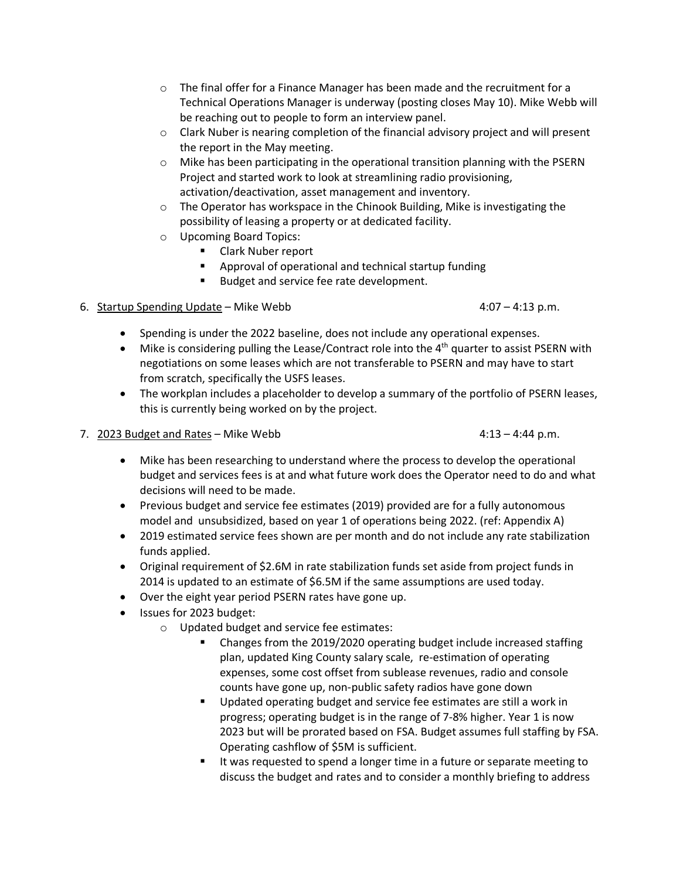- The final offer for a Finance Manager has been made and the recruitment for a Technical Operations Manager is underway (posting closes May 10). Mike Webb will be reaching out to people to form an interview panel.
- Clark Nuber is nearing completion of the financial advisory project and will present the report in the May meeting.
- Mike has been participating in the operational transition planning with the PSERN Project and started work to look at streamlining radio provisioning, activation/deactivation, asset management and inventory.
- The Operator has workspace in the Chinook Building, Mike is investigating the possibility of leasing a property or at dedicated facility.
- Upcoming Board Topics:
  - Clark Nuber report
  - Approval of operational and technical startup funding
  - Budget and service fee rate development.

6. Startup Spending Update – Mike Webb 4:07 – 4:13 p.m.

- Spending is under the 2022 baseline, does not include any operational expenses.
- Mike is considering pulling the Lease/Contract role into the 4th quarter to assist PSERN with negotiations on some leases which are not transferable to PSERN and may have to start from scratch, specifically the USFS leases.
- The workplan includes a placeholder to develop a summary of the portfolio of PSERN leases, this is currently being worked on by the project.

7. 2023 Budget and Rates – Mike Webb 4:13 – 4:44 p.m.

- Mike has been researching to understand where the process to develop the operational budget and services fees is at and what future work does the Operator need to do and what decisions will need to be made.
- Previous budget and service fee estimates (2019) provided are for a fully autonomous model and unsubsidized, based on year 1 of operations being 2022. (ref: Appendix A)
- 2019 estimated service fees shown are per month and do not include any rate stabilization funds applied.
- Original requirement of $2.6M in rate stabilization funds set aside from project funds in 2014 is updated to an estimate of $6.5M if the same assumptions are used today.
- Over the eight year period PSERN rates have gone up.
- Issues for 2023 budget:
  - Updated budget and service fee estimates:
    - Changes from the 2019/2020 operating budget include increased staffing plan, updated King County salary scale, re-estimation of operating expenses, some cost offset from sublease revenues, radio and console counts have gone up, non-public safety radios have gone down
    - Updated operating budget and service fee estimates are still a work in progress; operating budget is in the range of 7-8% higher. Year 1 is now 2023 but will be prorated based on FSA. Budget assumes full staffing by FSA. Operating cashflow of $5M is sufficient.
    - It was requested to spend a longer time in a future or separate meeting to discuss the budget and rates and to consider a monthly briefing to address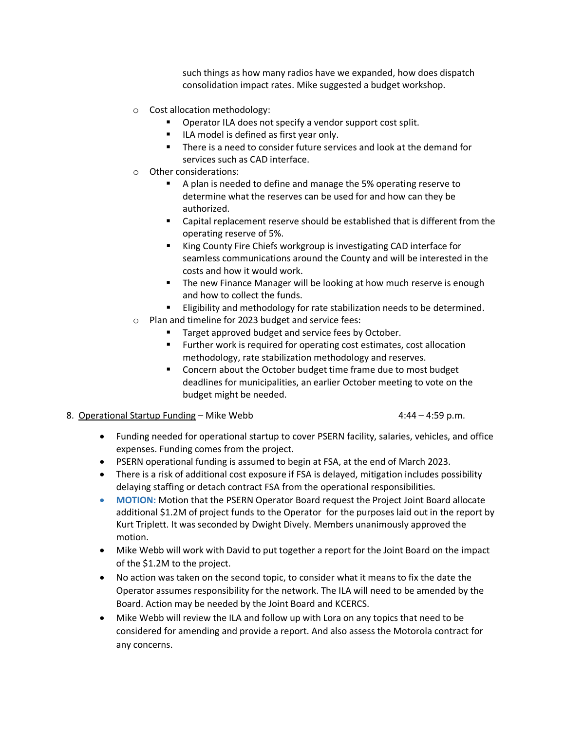such things as how many radios have we expanded, how does dispatch consolidation impact rates. Mike suggested a budget workshop.

- Cost allocation methodology:
  - Operator ILA does not specify a vendor support cost split.
  - ILA model is defined as first year only.
  - There is a need to consider future services and look at the demand for services such as CAD interface.
- Other considerations:
  - A plan is needed to define and manage the 5% operating reserve to determine what the reserves can be used for and how can they be authorized.
  - Capital replacement reserve should be established that is different from the operating reserve of 5%.
  - King County Fire Chiefs workgroup is investigating CAD interface for seamless communications around the County and will be interested in the costs and how it would work.
  - The new Finance Manager will be looking at how much reserve is enough and how to collect the funds.
  - Eligibility and methodology for rate stabilization needs to be determined.
- Plan and timeline for 2023 budget and service fees:
  - Target approved budget and service fees by October.
  - Further work is required for operating cost estimates, cost allocation methodology, rate stabilization methodology and reserves.
  - Concern about the October budget time frame due to most budget deadlines for municipalities, an earlier October meeting to vote on the budget might be needed.

8. Operational Startup Funding – Mike Webb 4:44 – 4:59 p.m.

- Funding needed for operational startup to cover PSERN facility, salaries, vehicles, and office expenses. Funding comes from the project.
- PSERN operational funding is assumed to begin at FSA, at the end of March 2023.
- There is a risk of additional cost exposure if FSA is delayed, mitigation includes possibility delaying staffing or detach contract FSA from the operational responsibilities.
- **MOTION:** Motion that the PSERN Operator Board request the Project Joint Board allocate additional $1.2M of project funds to the Operator for the purposes laid out in the report by Kurt Triplett. It was seconded by Dwight Dively. Members unanimously approved the motion.
- Mike Webb will work with David to put together a report for the Joint Board on the impact of the $1.2M to the project.
- No action was taken on the second topic, to consider what it means to fix the date the Operator assumes responsibility for the network. The ILA will need to be amended by the Board. Action may be needed by the Joint Board and KCERCS.
- Mike Webb will review the ILA and follow up with Lora on any topics that need to be considered for amending and provide a report. And also assess the Motorola contract for any concerns.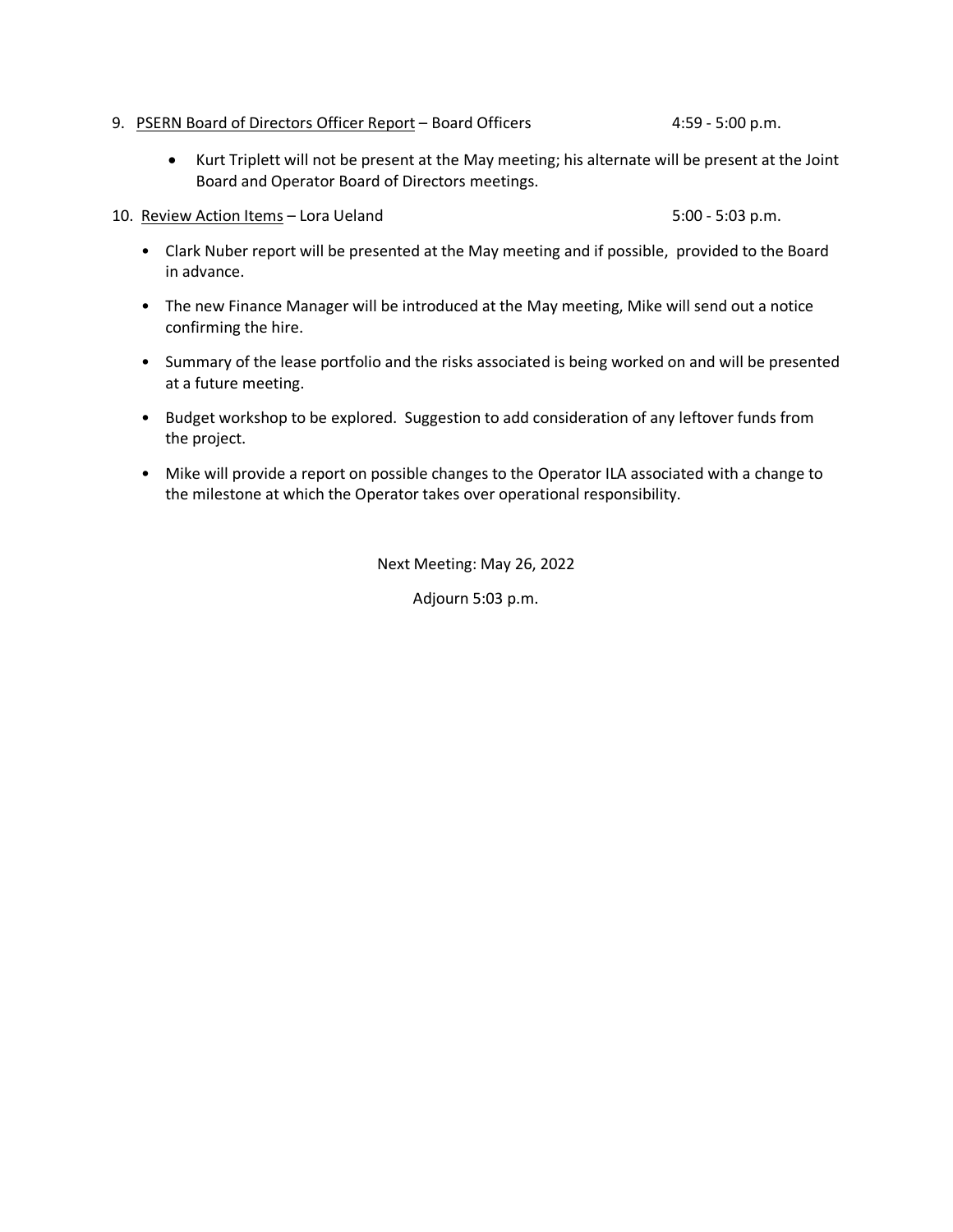9. PSERN Board of Directors Officer Report – Board Officers 4:59 - 5:00 p.m.

   - Kurt Triplett will not be present at the May meeting; his alternate will be present at the Joint Board and Operator Board of Directors meetings.

10. Review Action Items – Lora Ueland 5:00 - 5:03 p.m.

   - Clark Nuber report will be presented at the May meeting and if possible, provided to the Board in advance.
   - The new Finance Manager will be introduced at the May meeting, Mike will send out a notice confirming the hire.
   - Summary of the lease portfolio and the risks associated is being worked on and will be presented at a future meeting.
   - Budget workshop to be explored. Suggestion to add consideration of any leftover funds from the project.
   - Mike will provide a report on possible changes to the Operator ILA associated with a change to the milestone at which the Operator takes over operational responsibility.

Next Meeting: May 26, 2022

Adjourn 5:03 p.m.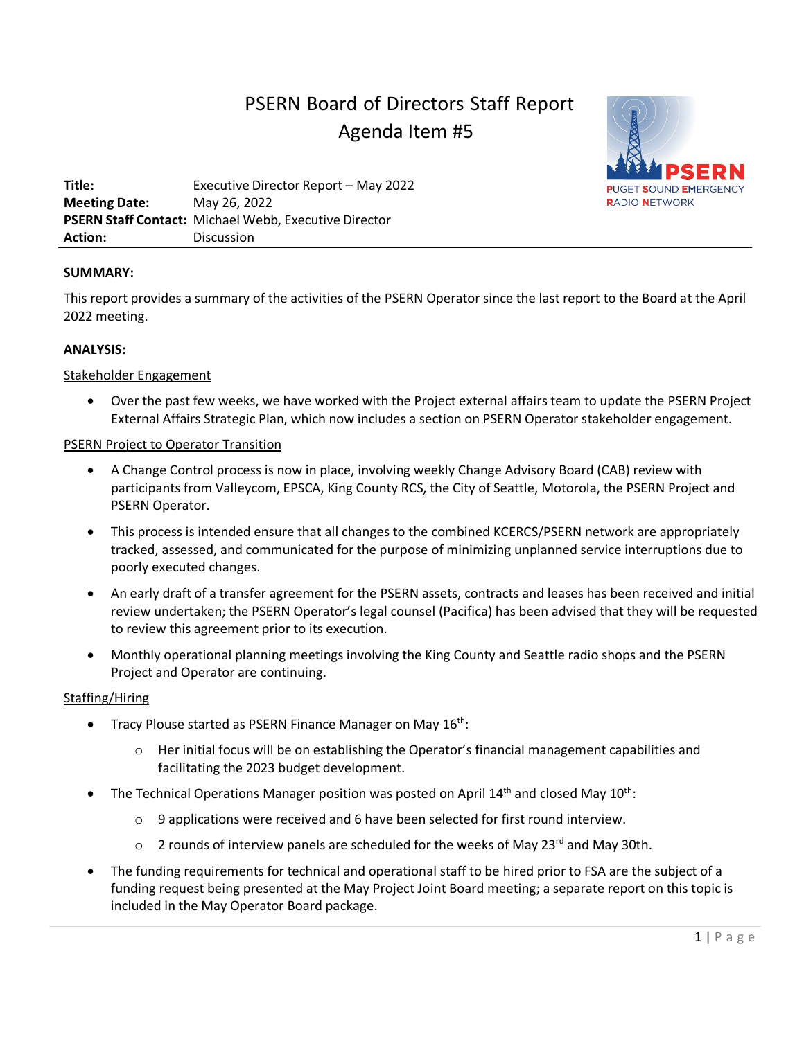# PSERN Board of Directors Staff Report
## Agenda Item #5

**Title:** Executive Director Report – May 2022
**Meeting Date:** May 26, 2022
**PSERN Staff Contact:** Michael Webb, Executive Director
**Action:** Discussion

**SUMMARY:**

This report provides a summary of the activities of the PSERN Operator since the last report to the Board at the April 2022 meeting.

**ANALYSIS:**

Stakeholder Engagement

- Over the past few weeks, we have worked with the Project external affairs team to update the PSERN Project External Affairs Strategic Plan, which now includes a section on PSERN Operator stakeholder engagement.

PSERN Project to Operator Transition

- A Change Control process is now in place, involving weekly Change Advisory Board (CAB) review with participants from Valleycom, EPSCA, King County RCS, the City of Seattle, Motorola, the PSERN Project and PSERN Operator.
- This process is intended ensure that all changes to the combined KCERCS/PSERN network are appropriately tracked, assessed, and communicated for the purpose of minimizing unplanned service interruptions due to poorly executed changes.
- An early draft of a transfer agreement for the PSERN assets, contracts and leases has been received and initial review undertaken; the PSERN Operator's legal counsel (Pacifica) has been advised that they will be requested to review this agreement prior to its execution.
- Monthly operational planning meetings involving the King County and Seattle radio shops and the PSERN Project and Operator are continuing.

Staffing/Hiring

- Tracy Plouse started as PSERN Finance Manager on May 16th:
  - Her initial focus will be on establishing the Operator's financial management capabilities and facilitating the 2023 budget development.
- The Technical Operations Manager position was posted on April 14th and closed May 10th:
  - 9 applications were received and 6 have been selected for first round interview.
  - 2 rounds of interview panels are scheduled for the weeks of May 23rd and May 30th.
- The funding requirements for technical and operational staff to be hired prior to FSA are the subject of a funding request being presented at the May Project Joint Board meeting; a separate report on this topic is included in the May Operator Board package.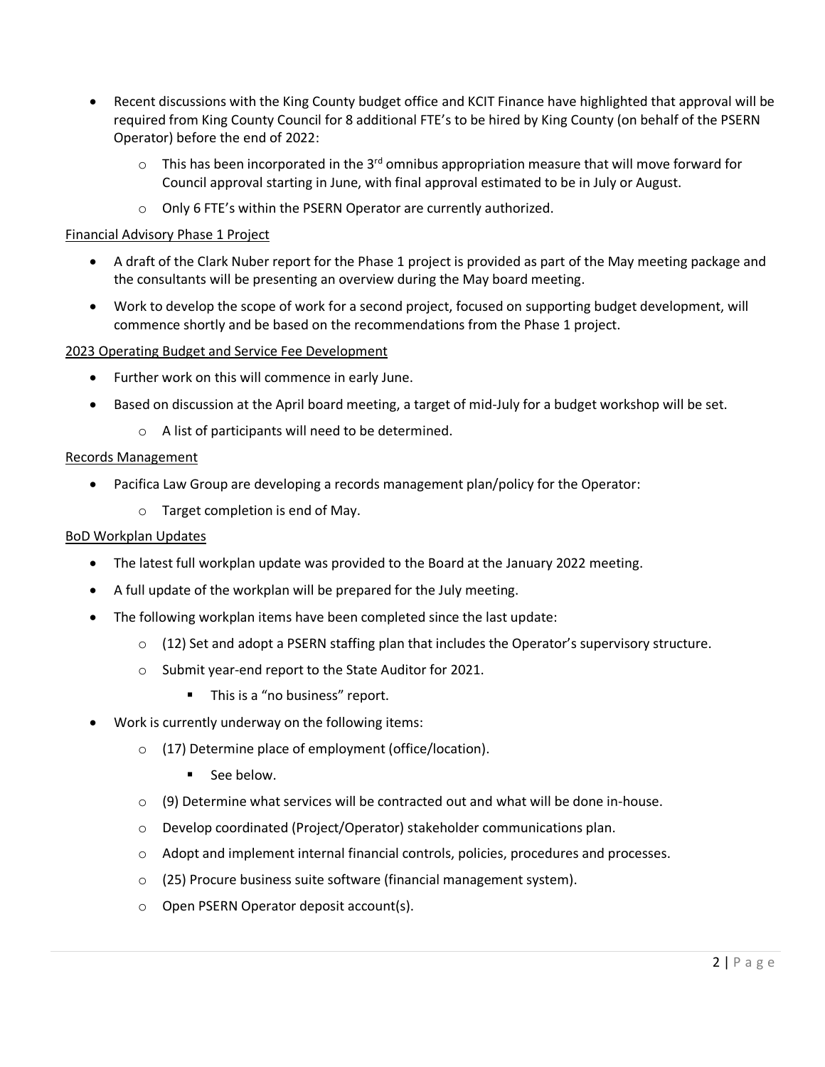- Recent discussions with the King County budget office and KCIT Finance have highlighted that approval will be required from King County Council for 8 additional FTE's to be hired by King County (on behalf of the PSERN Operator) before the end of 2022:
  - This has been incorporated in the 3rd omnibus appropriation measure that will move forward for Council approval starting in June, with final approval estimated to be in July or August.
  - Only 6 FTE's within the PSERN Operator are currently authorized.

Financial Advisory Phase 1 Project

- A draft of the Clark Nuber report for the Phase 1 project is provided as part of the May meeting package and the consultants will be presenting an overview during the May board meeting.
- Work to develop the scope of work for a second project, focused on supporting budget development, will commence shortly and be based on the recommendations from the Phase 1 project.

2023 Operating Budget and Service Fee Development

- Further work on this will commence in early June.
- Based on discussion at the April board meeting, a target of mid-July for a budget workshop will be set.
  - A list of participants will need to be determined.

Records Management

- Pacifica Law Group are developing a records management plan/policy for the Operator:
  - Target completion is end of May.

BoD Workplan Updates

- The latest full workplan update was provided to the Board at the January 2022 meeting.
- A full update of the workplan will be prepared for the July meeting.
- The following workplan items have been completed since the last update:
  - (12) Set and adopt a PSERN staffing plan that includes the Operator's supervisory structure.
  - Submit year-end report to the State Auditor for 2021.
    - This is a "no business" report.
- Work is currently underway on the following items:
  - (17) Determine place of employment (office/location).
    - See below.
  - (9) Determine what services will be contracted out and what will be done in-house.
  - Develop coordinated (Project/Operator) stakeholder communications plan.
  - Adopt and implement internal financial controls, policies, procedures and processes.
  - (25) Procure business suite software (financial management system).
  - Open PSERN Operator deposit account(s).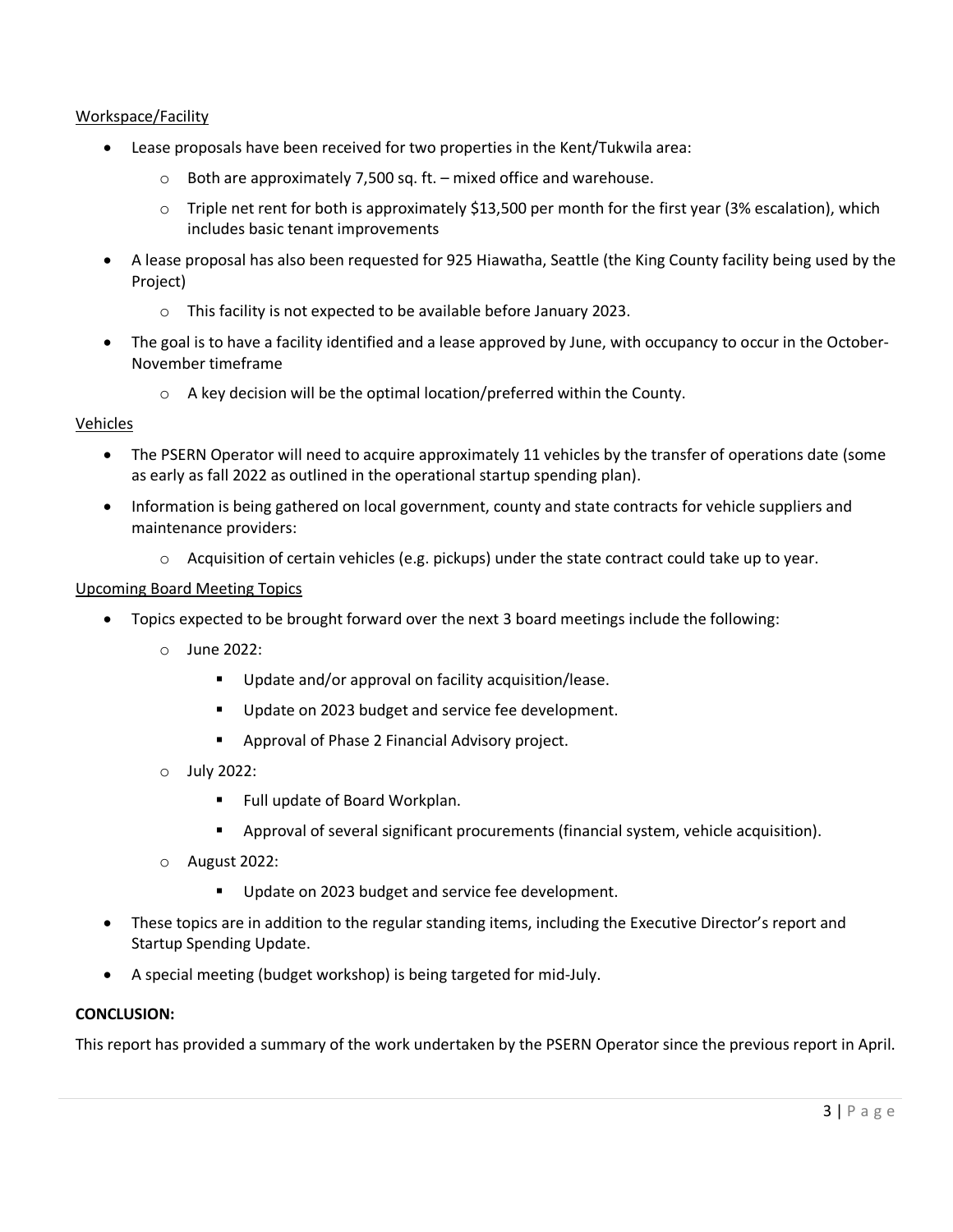Workspace/Facility

- Lease proposals have been received for two properties in the Kent/Tukwila area:
  - Both are approximately 7,500 sq. ft. – mixed office and warehouse.
  - Triple net rent for both is approximately $13,500 per month for the first year (3% escalation), which includes basic tenant improvements
- A lease proposal has also been requested for 925 Hiawatha, Seattle (the King County facility being used by the Project)
  - This facility is not expected to be available before January 2023.
- The goal is to have a facility identified and a lease approved by June, with occupancy to occur in the October-November timeframe
  - A key decision will be the optimal location/preferred within the County.

Vehicles

- The PSERN Operator will need to acquire approximately 11 vehicles by the transfer of operations date (some as early as fall 2022 as outlined in the operational startup spending plan).
- Information is being gathered on local government, county and state contracts for vehicle suppliers and maintenance providers:
  - Acquisition of certain vehicles (e.g. pickups) under the state contract could take up to year.

Upcoming Board Meeting Topics

- Topics expected to be brought forward over the next 3 board meetings include the following:
  - June 2022:
    - Update and/or approval on facility acquisition/lease.
    - Update on 2023 budget and service fee development.
    - Approval of Phase 2 Financial Advisory project.
  - July 2022:
    - Full update of Board Workplan.
    - Approval of several significant procurements (financial system, vehicle acquisition).
  - August 2022:
    - Update on 2023 budget and service fee development.
- These topics are in addition to the regular standing items, including the Executive Director's report and Startup Spending Update.
- A special meeting (budget workshop) is being targeted for mid-July.

**CONCLUSION:**

This report has provided a summary of the work undertaken by the PSERN Operator since the previous report in April.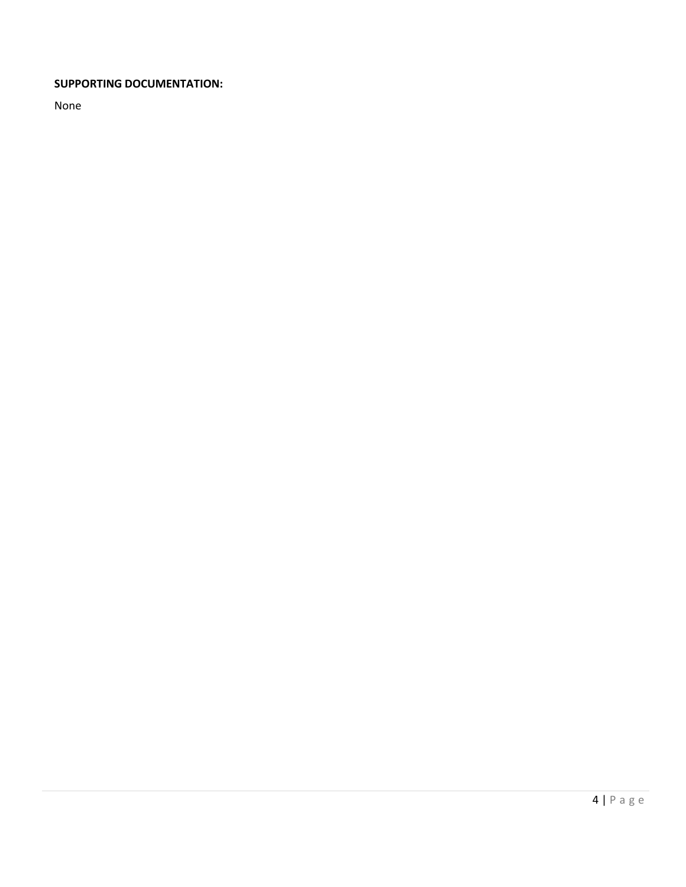**SUPPORTING DOCUMENTATION:**

None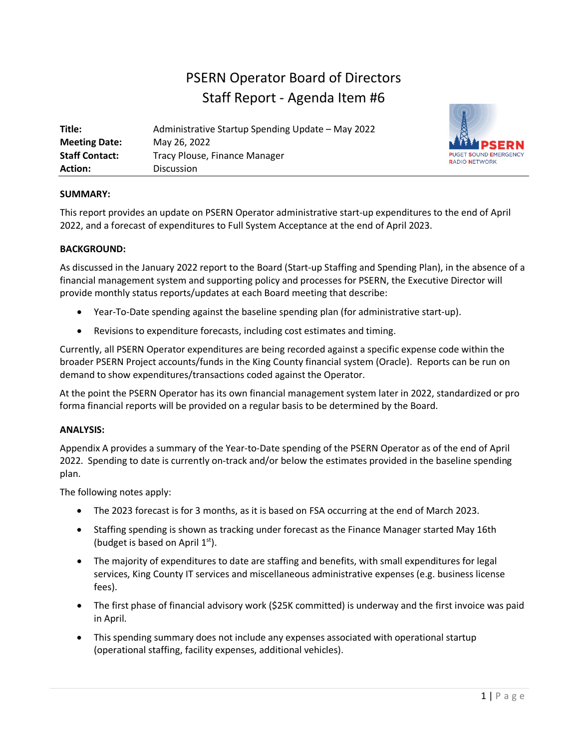# PSERN Operator Board of Directors
# Staff Report - Agenda Item #6

| | |
|---|---|
| **Title:** | Administrative Startup Spending Update – May 2022 |
| **Meeting Date:** | May 26, 2022 |
| **Staff Contact:** | Tracy Plouse, Finance Manager |
| **Action:** | Discussion |

PSERN
PUGET SOUND EMERGENCY RADIO NETWORK

**SUMMARY:**

This report provides an update on PSERN Operator administrative start-up expenditures to the end of April 2022, and a forecast of expenditures to Full System Acceptance at the end of April 2023.

**BACKGROUND:**

As discussed in the January 2022 report to the Board (Start-up Staffing and Spending Plan), in the absence of a financial management system and supporting policy and processes for PSERN, the Executive Director will provide monthly status reports/updates at each Board meeting that describe:

- Year-To-Date spending against the baseline spending plan (for administrative start-up).
- Revisions to expenditure forecasts, including cost estimates and timing.

Currently, all PSERN Operator expenditures are being recorded against a specific expense code within the broader PSERN Project accounts/funds in the King County financial system (Oracle). Reports can be run on demand to show expenditures/transactions coded against the Operator.

At the point the PSERN Operator has its own financial management system later in 2022, standardized or pro forma financial reports will be provided on a regular basis to be determined by the Board.

**ANALYSIS:**

Appendix A provides a summary of the Year-to-Date spending of the PSERN Operator as of the end of April 2022. Spending to date is currently on-track and/or below the estimates provided in the baseline spending plan.

The following notes apply:

- The 2023 forecast is for 3 months, as it is based on FSA occurring at the end of March 2023.
- Staffing spending is shown as tracking under forecast as the Finance Manager started May 16th (budget is based on April 1st).
- The majority of expenditures to date are staffing and benefits, with small expenditures for legal services, King County IT services and miscellaneous administrative expenses (e.g. business license fees).
- The first phase of financial advisory work ($25K committed) is underway and the first invoice was paid in April.
- This spending summary does not include any expenses associated with operational startup (operational staffing, facility expenses, additional vehicles).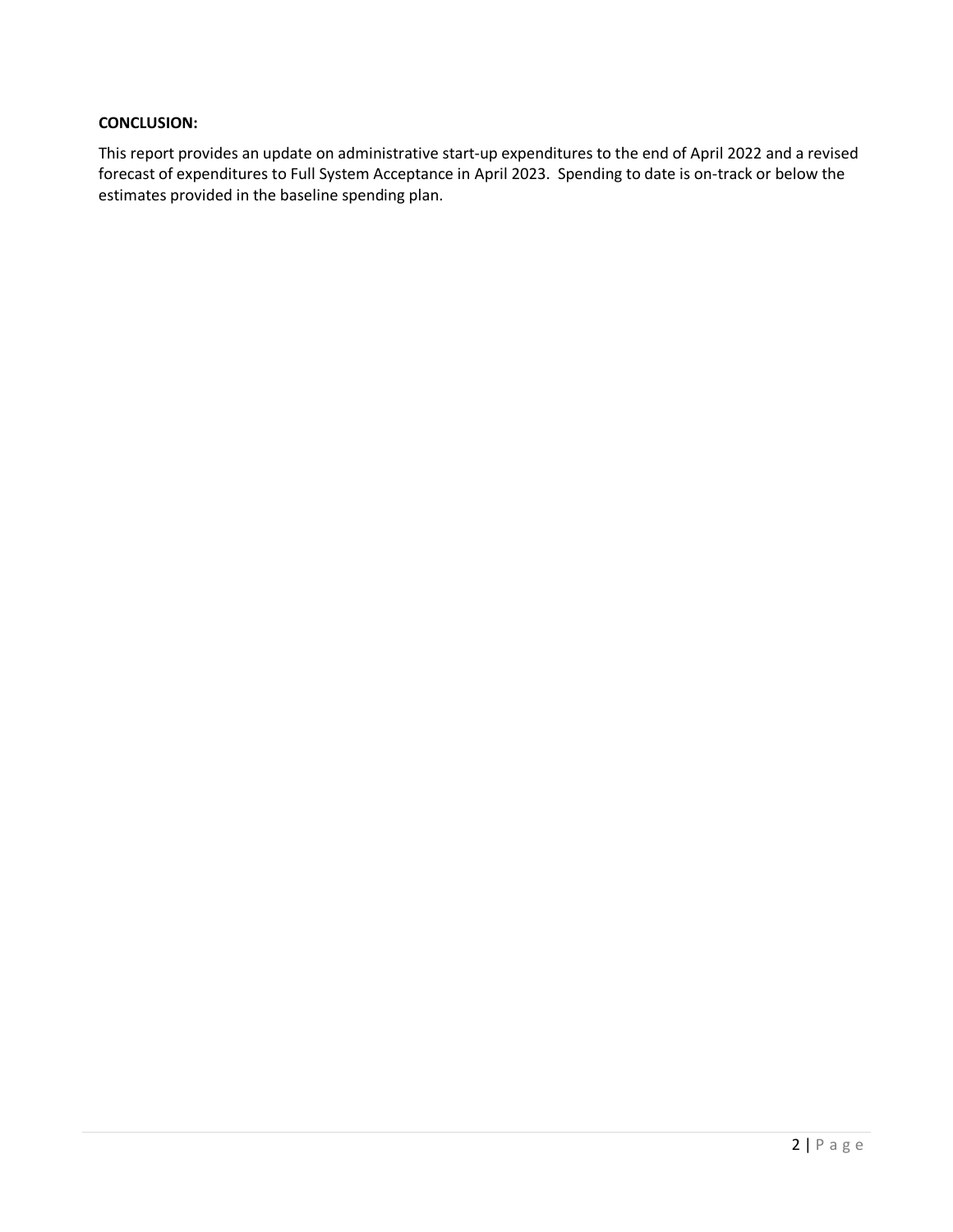**CONCLUSION:**

This report provides an update on administrative start-up expenditures to the end of April 2022 and a revised forecast of expenditures to Full System Acceptance in April 2023. Spending to date is on-track or below the estimates provided in the baseline spending plan.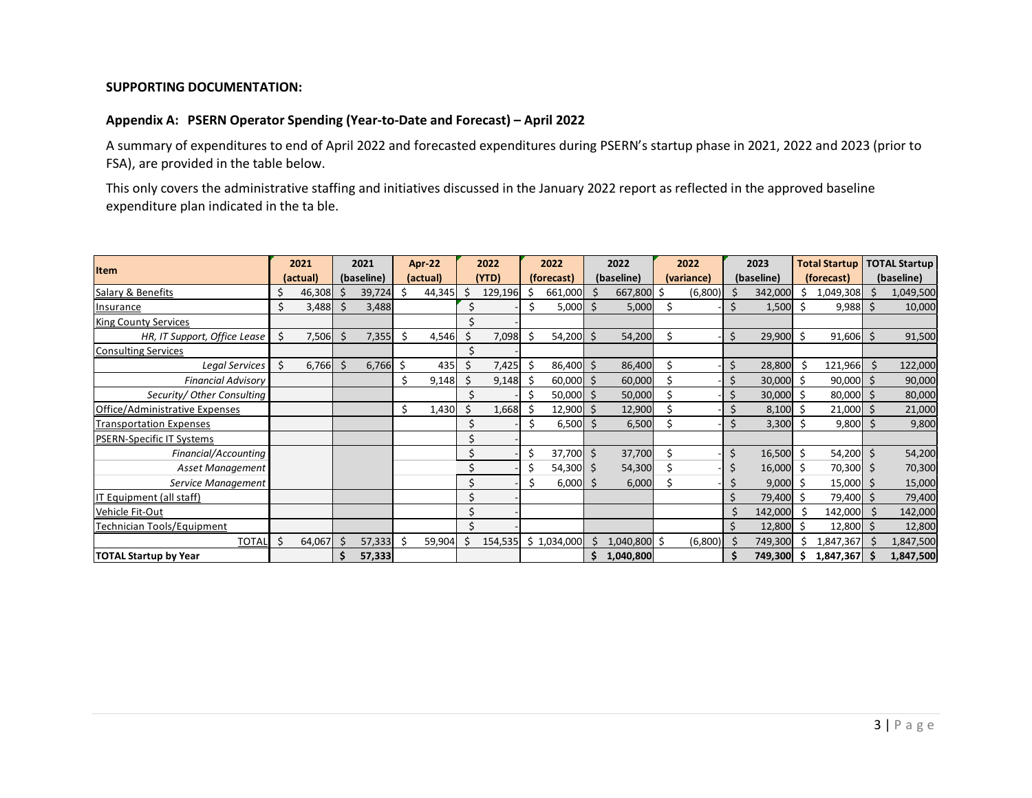**SUPPORTING DOCUMENTATION:**

**Appendix A: PSERN Operator Spending (Year-to-Date and Forecast) – April 2022**

A summary of expenditures to end of April 2022 and forecasted expenditures during PSERN's startup phase in 2021, 2022 and 2023 (prior to FSA), are provided in the table below.

This only covers the administrative staffing and initiatives discussed in the January 2022 report as reflected in the approved baseline expenditure plan indicated in the ta ble.

| Item | 2021 (actual) | 2021 (baseline) | Apr-22 (actual) | 2022 (YTD) | 2022 (forecast) | 2022 (baseline) | 2022 (variance) | 2023 (baseline) | Total Startup (forecast) | TOTAL Startup (baseline) |
|---|---|---|---|---|---|---|---|---|---|---|
| Salary & Benefits | $ 46,308 | $ 39,724 | $ 44,345 | $ 129,196 | $ 661,000 | $ 667,800 | $ (6,800) | $ 342,000 | $ 1,049,308 | $ 1,049,500 |
| Insurance | $ 3,488 | $ 3,488 | | $ - | $ 5,000 | $ 5,000 | $ - | $ 1,500 | $ 9,988 | $ 10,000 |
| King County Services | | | | $ - | | | | | | |
| *HR, IT Support, Office Lease* | $ 7,506 | $ 7,355 | $ 4,546 | $ 7,098 | $ 54,200 | $ 54,200 | $ - | $ 29,900 | $ 91,606 | $ 91,500 |
| Consulting Services | | | | $ - | | | | | | |
| *Legal Services* | $ 6,766 | $ 6,766 | $ 435 | $ 7,425 | $ 86,400 | $ 86,400 | $ - | $ 28,800 | $ 121,966 | $ 122,000 |
| *Financial Advisory* | | | $ 9,148 | $ 9,148 | $ 60,000 | $ 60,000 | $ - | $ 30,000 | $ 90,000 | $ 90,000 |
| *Security/ Other Consulting* | | | | $ - | $ 50,000 | $ 50,000 | $ - | $ 30,000 | $ 80,000 | $ 80,000 |
| Office/Administrative Expenses | | | $ 1,430 | $ 1,668 | $ 12,900 | $ 12,900 | $ - | $ 8,100 | $ 21,000 | $ 21,000 |
| Transportation Expenses | | | | $ - | $ 6,500 | $ 6,500 | $ - | $ 3,300 | $ 9,800 | $ 9,800 |
| PSERN-Specific IT Systems | | | | $ - | | | | | | |
| *Financial/Accounting* | | | | $ - | $ 37,700 | $ 37,700 | $ - | $ 16,500 | $ 54,200 | $ 54,200 |
| *Asset Management* | | | | $ - | $ 54,300 | $ 54,300 | $ - | $ 16,000 | $ 70,300 | $ 70,300 |
| *Service Management* | | | | $ - | $ 6,000 | $ 6,000 | $ - | $ 9,000 | $ 15,000 | $ 15,000 |
| IT Equipment (all staff) | | | | $ - | | | | $ 79,400 | $ 79,400 | $ 79,400 |
| Vehicle Fit-Out | | | | $ - | | | | $ 142,000 | $ 142,000 | $ 142,000 |
| Technician Tools/Equipment | | | | $ - | | | | $ 12,800 | $ 12,800 | $ 12,800 |
| TOTAL | $ 64,067 | $ 57,333 | $ 59,904 | $ 154,535 | $ 1,034,000 | $ 1,040,800 | $ (6,800) | $ 749,300 | $ 1,847,367 | $ 1,847,500 |
| **TOTAL Startup by Year** | | **$ 57,333** | | | | **$ 1,040,800** | | **$ 749,300** | **$ 1,847,367** | **$ 1,847,500** |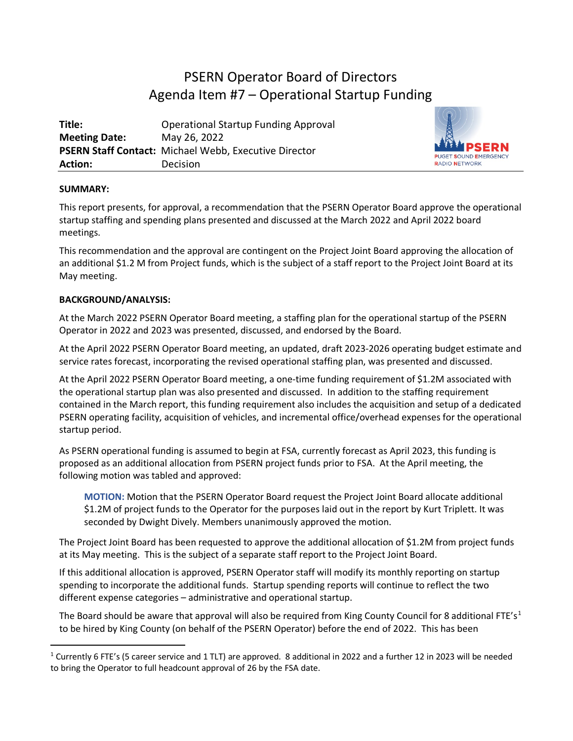# PSERN Operator Board of Directors
# Agenda Item #7 – Operational Startup Funding

| | |
|---|---|
| **Title:** | Operational Startup Funding Approval |
| **Meeting Date:** | May 26, 2022 |
| **PSERN Staff Contact:** | Michael Webb, Executive Director |
| **Action:** | Decision |

**SUMMARY:**

This report presents, for approval, a recommendation that the PSERN Operator Board approve the operational startup staffing and spending plans presented and discussed at the March 2022 and April 2022 board meetings.

This recommendation and the approval are contingent on the Project Joint Board approving the allocation of an additional $1.2 M from Project funds, which is the subject of a staff report to the Project Joint Board at its May meeting.

**BACKGROUND/ANALYSIS:**

At the March 2022 PSERN Operator Board meeting, a staffing plan for the operational startup of the PSERN Operator in 2022 and 2023 was presented, discussed, and endorsed by the Board.

At the April 2022 PSERN Operator Board meeting, an updated, draft 2023-2026 operating budget estimate and service rates forecast, incorporating the revised operational staffing plan, was presented and discussed.

At the April 2022 PSERN Operator Board meeting, a one-time funding requirement of $1.2M associated with the operational startup plan was also presented and discussed. In addition to the staffing requirement contained in the March report, this funding requirement also includes the acquisition and setup of a dedicated PSERN operating facility, acquisition of vehicles, and incremental office/overhead expenses for the operational startup period.

As PSERN operational funding is assumed to begin at FSA, currently forecast as April 2023, this funding is proposed as an additional allocation from PSERN project funds prior to FSA. At the April meeting, the following motion was tabled and approved:

> **MOTION:** Motion that the PSERN Operator Board request the Project Joint Board allocate additional $1.2M of project funds to the Operator for the purposes laid out in the report by Kurt Triplett. It was seconded by Dwight Dively. Members unanimously approved the motion.

The Project Joint Board has been requested to approve the additional allocation of $1.2M from project funds at its May meeting. This is the subject of a separate staff report to the Project Joint Board.

If this additional allocation is approved, PSERN Operator staff will modify its monthly reporting on startup spending to incorporate the additional funds. Startup spending reports will continue to reflect the two different expense categories – administrative and operational startup.

The Board should be aware that approval will also be required from King County Council for 8 additional FTE's[1] to be hired by King County (on behalf of the PSERN Operator) before the end of 2022. This has been

[1] Currently 6 FTE's (5 career service and 1 TLT) are approved. 8 additional in 2022 and a further 12 in 2023 will be needed to bring the Operator to full headcount approval of 26 by the FSA date.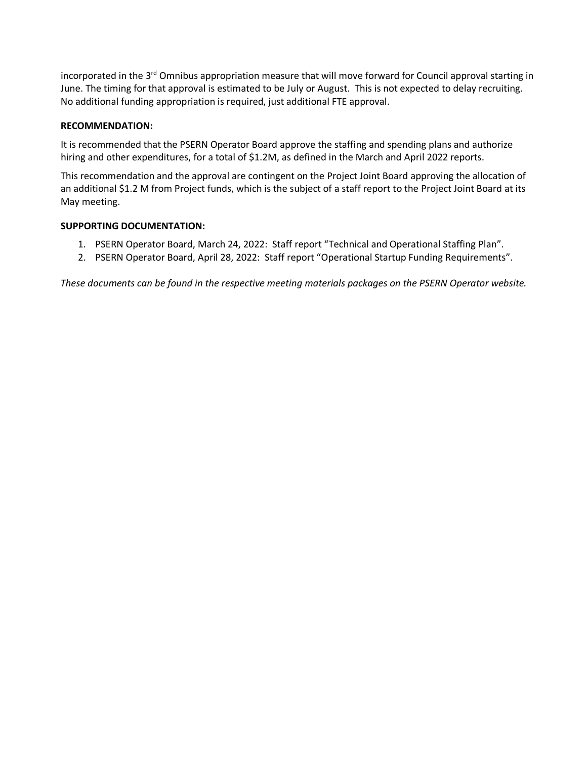incorporated in the 3rd Omnibus appropriation measure that will move forward for Council approval starting in June. The timing for that approval is estimated to be July or August. This is not expected to delay recruiting. No additional funding appropriation is required, just additional FTE approval.

**RECOMMENDATION:**

It is recommended that the PSERN Operator Board approve the staffing and spending plans and authorize hiring and other expenditures, for a total of $1.2M, as defined in the March and April 2022 reports.

This recommendation and the approval are contingent on the Project Joint Board approving the allocation of an additional $1.2 M from Project funds, which is the subject of a staff report to the Project Joint Board at its May meeting.

**SUPPORTING DOCUMENTATION:**

1. PSERN Operator Board, March 24, 2022: Staff report "Technical and Operational Staffing Plan".
2. PSERN Operator Board, April 28, 2022: Staff report "Operational Startup Funding Requirements".

*These documents can be found in the respective meeting materials packages on the PSERN Operator website.*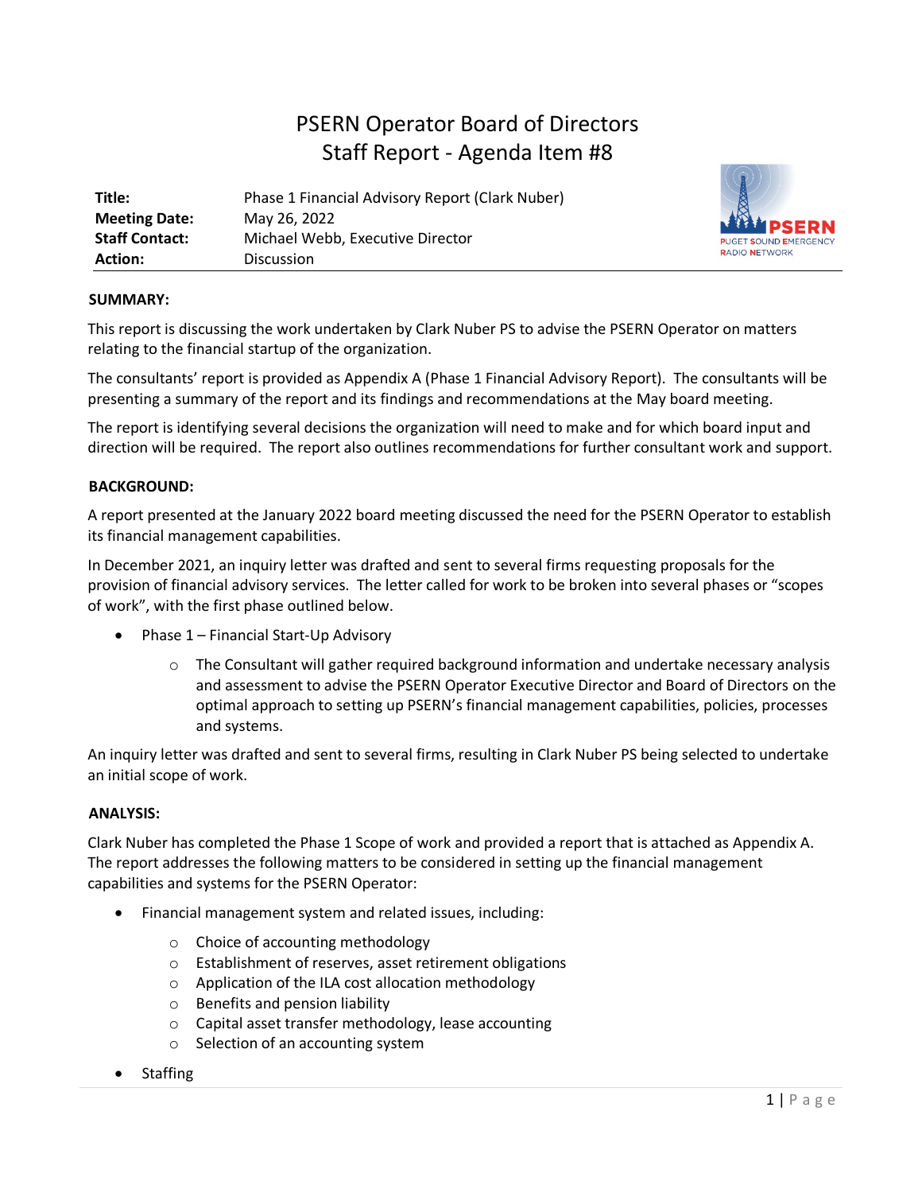# PSERN Operator Board of Directors
## Staff Report - Agenda Item #8

| | |
|---|---|
| **Title:** | Phase 1 Financial Advisory Report (Clark Nuber) |
| **Meeting Date:** | May 26, 2022 |
| **Staff Contact:** | Michael Webb, Executive Director |
| **Action:** | Discussion |

PSERN
PUGET SOUND EMERGENCY RADIO NETWORK

**SUMMARY:**

This report is discussing the work undertaken by Clark Nuber PS to advise the PSERN Operator on matters relating to the financial startup of the organization.

The consultants' report is provided as Appendix A (Phase 1 Financial Advisory Report). The consultants will be presenting a summary of the report and its findings and recommendations at the May board meeting.

The report is identifying several decisions the organization will need to make and for which board input and direction will be required. The report also outlines recommendations for further consultant work and support.

**BACKGROUND:**

A report presented at the January 2022 board meeting discussed the need for the PSERN Operator to establish its financial management capabilities.

In December 2021, an inquiry letter was drafted and sent to several firms requesting proposals for the provision of financial advisory services. The letter called for work to be broken into several phases or "scopes of work", with the first phase outlined below.

- Phase 1 – Financial Start-Up Advisory
  - The Consultant will gather required background information and undertake necessary analysis and assessment to advise the PSERN Operator Executive Director and Board of Directors on the optimal approach to setting up PSERN's financial management capabilities, policies, processes and systems.

An inquiry letter was drafted and sent to several firms, resulting in Clark Nuber PS being selected to undertake an initial scope of work.

**ANALYSIS:**

Clark Nuber has completed the Phase 1 Scope of work and provided a report that is attached as Appendix A. The report addresses the following matters to be considered in setting up the financial management capabilities and systems for the PSERN Operator:

- Financial management system and related issues, including:
  - Choice of accounting methodology
  - Establishment of reserves, asset retirement obligations
  - Application of the ILA cost allocation methodology
  - Benefits and pension liability
  - Capital asset transfer methodology, lease accounting
  - Selection of an accounting system
- Staffing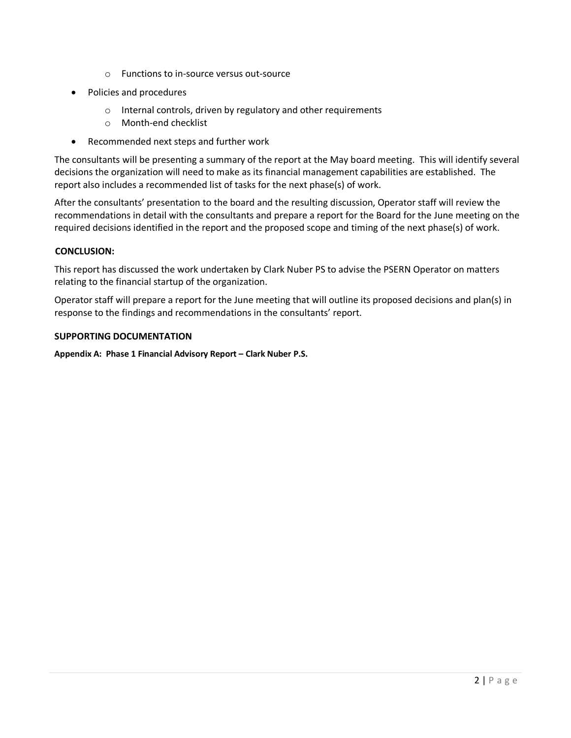- Functions to in-source versus out-source
- Policies and procedures
  - Internal controls, driven by regulatory and other requirements
  - Month-end checklist
- Recommended next steps and further work

The consultants will be presenting a summary of the report at the May board meeting. This will identify several decisions the organization will need to make as its financial management capabilities are established. The report also includes a recommended list of tasks for the next phase(s) of work.

After the consultants' presentation to the board and the resulting discussion, Operator staff will review the recommendations in detail with the consultants and prepare a report for the Board for the June meeting on the required decisions identified in the report and the proposed scope and timing of the next phase(s) of work.

**CONCLUSION:**

This report has discussed the work undertaken by Clark Nuber PS to advise the PSERN Operator on matters relating to the financial startup of the organization.

Operator staff will prepare a report for the June meeting that will outline its proposed decisions and plan(s) in response to the findings and recommendations in the consultants' report.

**SUPPORTING DOCUMENTATION**

**Appendix A: Phase 1 Financial Advisory Report – Clark Nuber P.S.**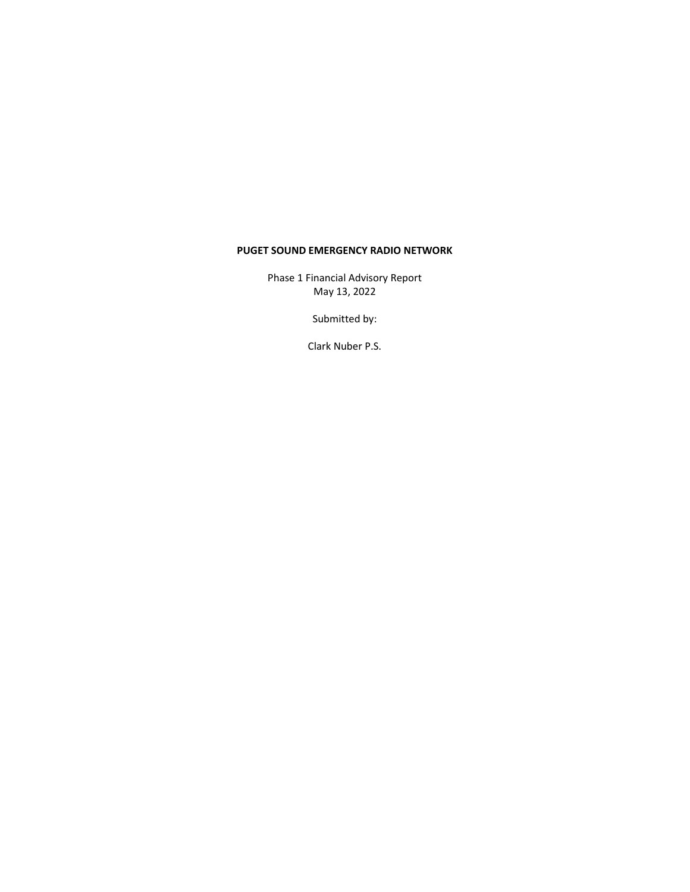**PUGET SOUND EMERGENCY RADIO NETWORK**

Phase 1 Financial Advisory Report
May 13, 2022

Submitted by:

Clark Nuber P.S.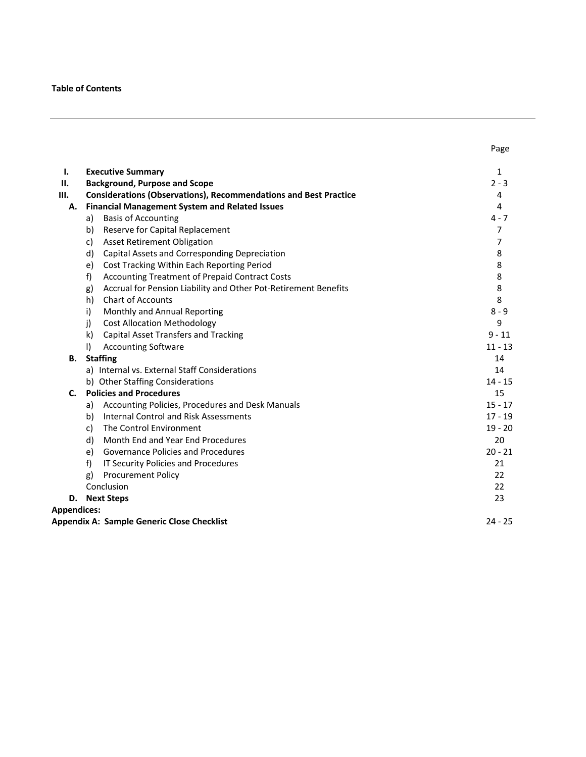**Table of Contents**

---

| | | Page |
|---|---|---|
| **I.** | **Executive Summary** | 1 |
| **II.** | **Background, Purpose and Scope** | 2 - 3 |
| **III.** | **Considerations (Observations), Recommendations and Best Practice** | 4 |
| **A.** | **Financial Management System and Related Issues** | 4 |
| | a) Basis of Accounting | 4 - 7 |
| | b) Reserve for Capital Replacement | 7 |
| | c) Asset Retirement Obligation | 7 |
| | d) Capital Assets and Corresponding Depreciation | 8 |
| | e) Cost Tracking Within Each Reporting Period | 8 |
| | f) Accounting Treatment of Prepaid Contract Costs | 8 |
| | g) Accrual for Pension Liability and Other Pot-Retirement Benefits | 8 |
| | h) Chart of Accounts | 8 |
| | i) Monthly and Annual Reporting | 8 - 9 |
| | j) Cost Allocation Methodology | 9 |
| | k) Capital Asset Transfers and Tracking | 9 - 11 |
| | l) Accounting Software | 11 - 13 |
| **B.** | **Staffing** | 14 |
| | a) Internal vs. External Staff Considerations | 14 |
| | b) Other Staffing Considerations | 14 - 15 |
| **C.** | **Policies and Procedures** | 15 |
| | a) Accounting Policies, Procedures and Desk Manuals | 15 - 17 |
| | b) Internal Control and Risk Assessments | 17 - 19 |
| | c) The Control Environment | 19 - 20 |
| | d) Month End and Year End Procedures | 20 |
| | e) Governance Policies and Procedures | 20 - 21 |
| | f) IT Security Policies and Procedures | 21 |
| | g) Procurement Policy | 22 |
| | Conclusion | 22 |
| **D.** | **Next Steps** | 23 |
| **Appendices:** | | |
| **Appendix A: Sample Generic Close Checklist** | | 24 - 25 |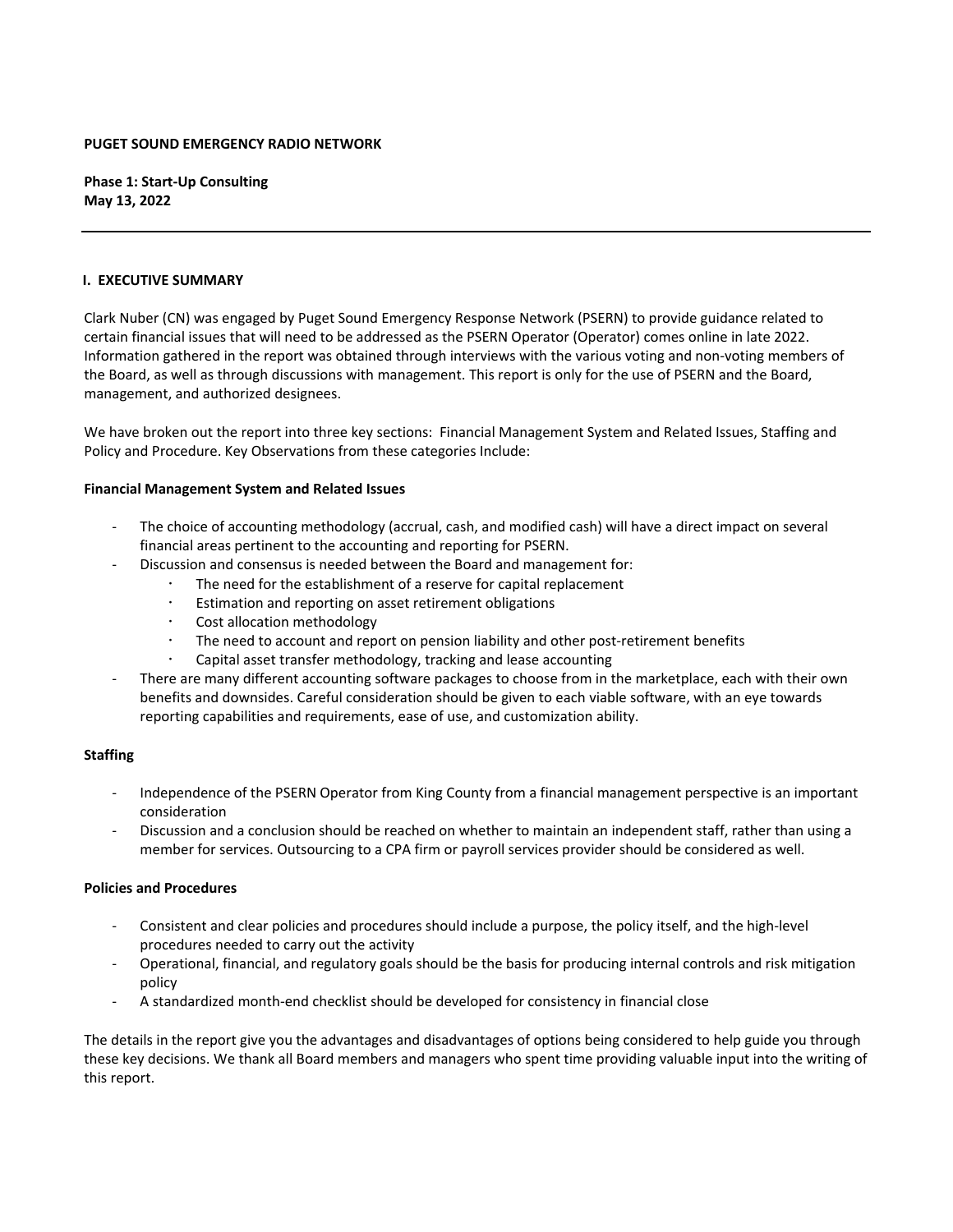**PUGET SOUND EMERGENCY RADIO NETWORK**

**Phase 1: Start-Up Consulting**
**May 13, 2022**

---

## I. EXECUTIVE SUMMARY

Clark Nuber (CN) was engaged by Puget Sound Emergency Response Network (PSERN) to provide guidance related to certain financial issues that will need to be addressed as the PSERN Operator (Operator) comes online in late 2022. Information gathered in the report was obtained through interviews with the various voting and non-voting members of the Board, as well as through discussions with management. This report is only for the use of PSERN and the Board, management, and authorized designees.

We have broken out the report into three key sections: Financial Management System and Related Issues, Staffing and Policy and Procedure. Key Observations from these categories Include:

### Financial Management System and Related Issues

- The choice of accounting methodology (accrual, cash, and modified cash) will have a direct impact on several financial areas pertinent to the accounting and reporting for PSERN.
- Discussion and consensus is needed between the Board and management for:
  - The need for the establishment of a reserve for capital replacement
  - Estimation and reporting on asset retirement obligations
  - Cost allocation methodology
  - The need to account and report on pension liability and other post-retirement benefits
  - Capital asset transfer methodology, tracking and lease accounting
- There are many different accounting software packages to choose from in the marketplace, each with their own benefits and downsides. Careful consideration should be given to each viable software, with an eye towards reporting capabilities and requirements, ease of use, and customization ability.

### Staffing

- Independence of the PSERN Operator from King County from a financial management perspective is an important consideration
- Discussion and a conclusion should be reached on whether to maintain an independent staff, rather than using a member for services. Outsourcing to a CPA firm or payroll services provider should be considered as well.

### Policies and Procedures

- Consistent and clear policies and procedures should include a purpose, the policy itself, and the high-level procedures needed to carry out the activity
- Operational, financial, and regulatory goals should be the basis for producing internal controls and risk mitigation policy
- A standardized month-end checklist should be developed for consistency in financial close

The details in the report give you the advantages and disadvantages of options being considered to help guide you through these key decisions. We thank all Board members and managers who spent time providing valuable input into the writing of this report.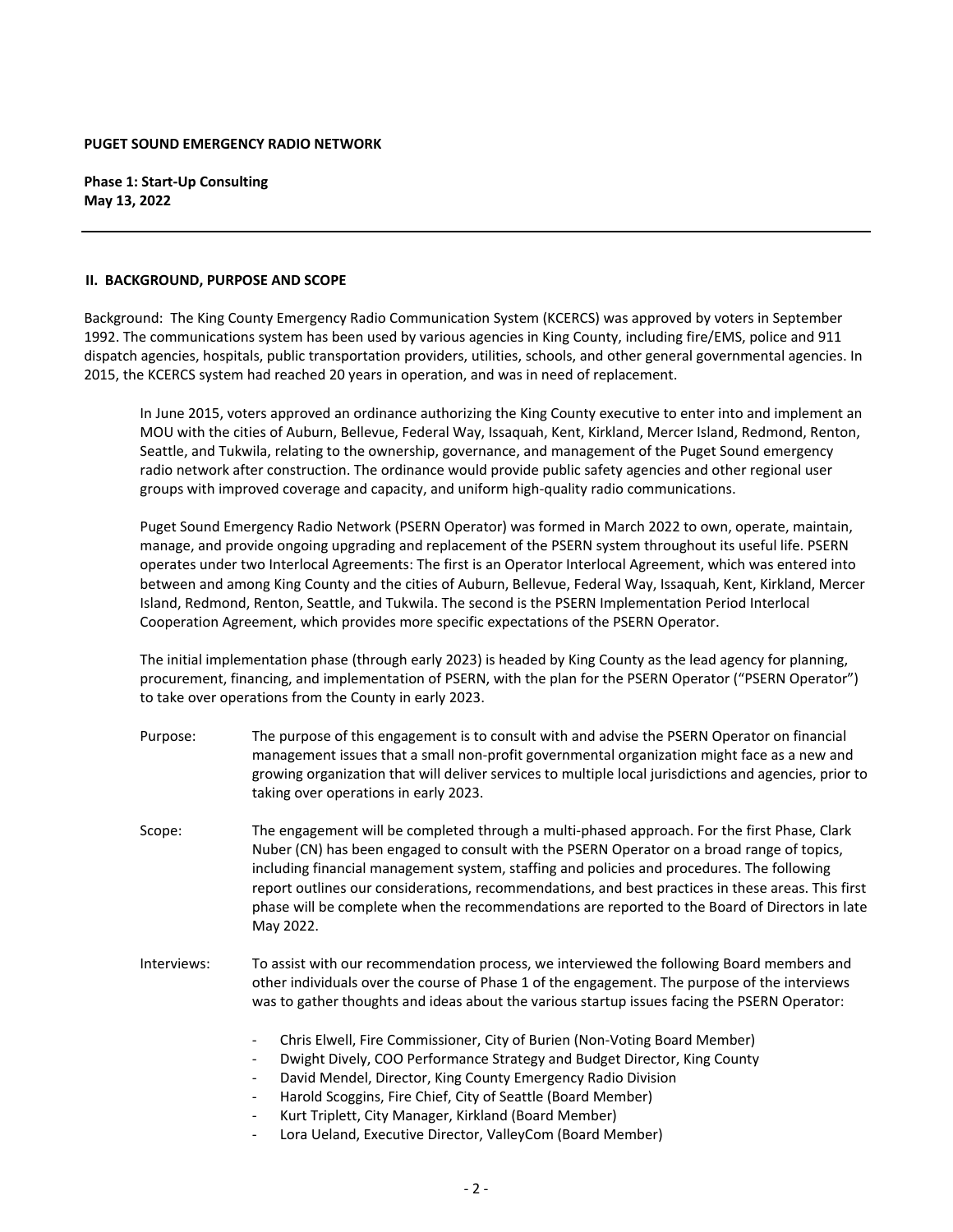**PUGET SOUND EMERGENCY RADIO NETWORK**

**Phase 1: Start-Up Consulting**
**May 13, 2022**

---

## II. BACKGROUND, PURPOSE AND SCOPE

Background: The King County Emergency Radio Communication System (KCERCS) was approved by voters in September 1992. The communications system has been used by various agencies in King County, including fire/EMS, police and 911 dispatch agencies, hospitals, public transportation providers, utilities, schools, and other general governmental agencies. In 2015, the KCERCS system had reached 20 years in operation, and was in need of replacement.

In June 2015, voters approved an ordinance authorizing the King County executive to enter into and implement an MOU with the cities of Auburn, Bellevue, Federal Way, Issaquah, Kent, Kirkland, Mercer Island, Redmond, Renton, Seattle, and Tukwila, relating to the ownership, governance, and management of the Puget Sound emergency radio network after construction. The ordinance would provide public safety agencies and other regional user groups with improved coverage and capacity, and uniform high-quality radio communications.

Puget Sound Emergency Radio Network (PSERN Operator) was formed in March 2022 to own, operate, maintain, manage, and provide ongoing upgrading and replacement of the PSERN system throughout its useful life. PSERN operates under two Interlocal Agreements: The first is an Operator Interlocal Agreement, which was entered into between and among King County and the cities of Auburn, Bellevue, Federal Way, Issaquah, Kent, Kirkland, Mercer Island, Redmond, Renton, Seattle, and Tukwila. The second is the PSERN Implementation Period Interlocal Cooperation Agreement, which provides more specific expectations of the PSERN Operator.

The initial implementation phase (through early 2023) is headed by King County as the lead agency for planning, procurement, financing, and implementation of PSERN, with the plan for the PSERN Operator ("PSERN Operator") to take over operations from the County in early 2023.

Purpose: The purpose of this engagement is to consult with and advise the PSERN Operator on financial management issues that a small non-profit governmental organization might face as a new and growing organization that will deliver services to multiple local jurisdictions and agencies, prior to taking over operations in early 2023.

Scope: The engagement will be completed through a multi-phased approach. For the first Phase, Clark Nuber (CN) has been engaged to consult with the PSERN Operator on a broad range of topics, including financial management system, staffing and policies and procedures. The following report outlines our considerations, recommendations, and best practices in these areas. This first phase will be complete when the recommendations are reported to the Board of Directors in late May 2022.

Interviews: To assist with our recommendation process, we interviewed the following Board members and other individuals over the course of Phase 1 of the engagement. The purpose of the interviews was to gather thoughts and ideas about the various startup issues facing the PSERN Operator:

- Chris Elwell, Fire Commissioner, City of Burien (Non-Voting Board Member)
- Dwight Dively, COO Performance Strategy and Budget Director, King County
- David Mendel, Director, King County Emergency Radio Division
- Harold Scoggins, Fire Chief, City of Seattle (Board Member)
- Kurt Triplett, City Manager, Kirkland (Board Member)
- Lora Ueland, Executive Director, ValleyCom (Board Member)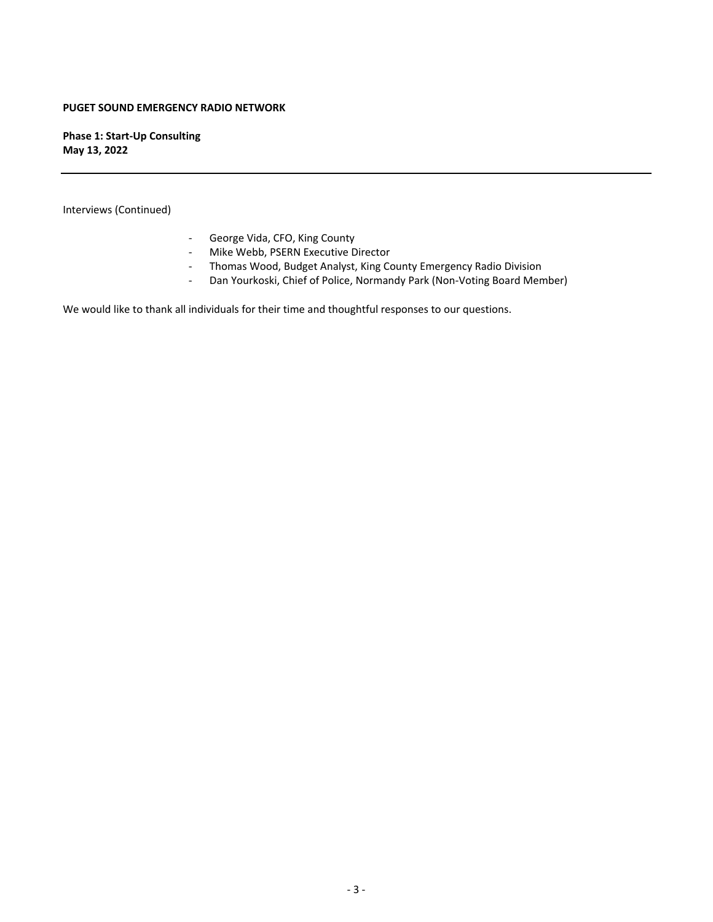Interviews (Continued)

- George Vida, CFO, King County
- Mike Webb, PSERN Executive Director
- Thomas Wood, Budget Analyst, King County Emergency Radio Division
- Dan Yourkoski, Chief of Police, Normandy Park (Non-Voting Board Member)

We would like to thank all individuals for their time and thoughtful responses to our questions.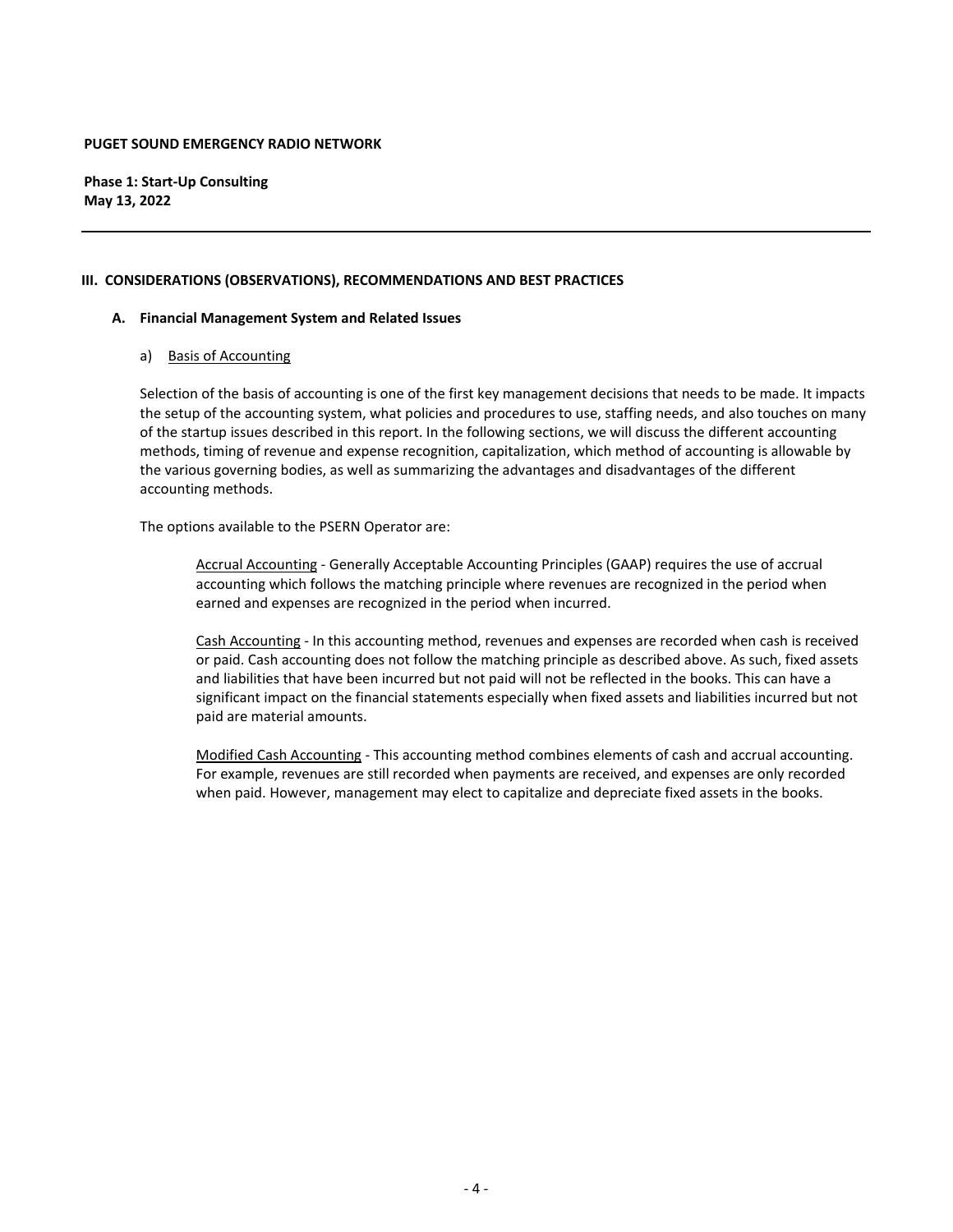## III. CONSIDERATIONS (OBSERVATIONS), RECOMMENDATIONS AND BEST PRACTICES

### A. Financial Management System and Related Issues

#### a) Basis of Accounting

Selection of the basis of accounting is one of the first key management decisions that needs to be made. It impacts the setup of the accounting system, what policies and procedures to use, staffing needs, and also touches on many of the startup issues described in this report. In the following sections, we will discuss the different accounting methods, timing of revenue and expense recognition, capitalization, which method of accounting is allowable by the various governing bodies, as well as summarizing the advantages and disadvantages of the different accounting methods.

The options available to the PSERN Operator are:

Accrual Accounting - Generally Acceptable Accounting Principles (GAAP) requires the use of accrual accounting which follows the matching principle where revenues are recognized in the period when earned and expenses are recognized in the period when incurred.

Cash Accounting - In this accounting method, revenues and expenses are recorded when cash is received or paid. Cash accounting does not follow the matching principle as described above. As such, fixed assets and liabilities that have been incurred but not paid will not be reflected in the books. This can have a significant impact on the financial statements especially when fixed assets and liabilities incurred but not paid are material amounts.

Modified Cash Accounting - This accounting method combines elements of cash and accrual accounting. For example, revenues are still recorded when payments are received, and expenses are only recorded when paid. However, management may elect to capitalize and depreciate fixed assets in the books.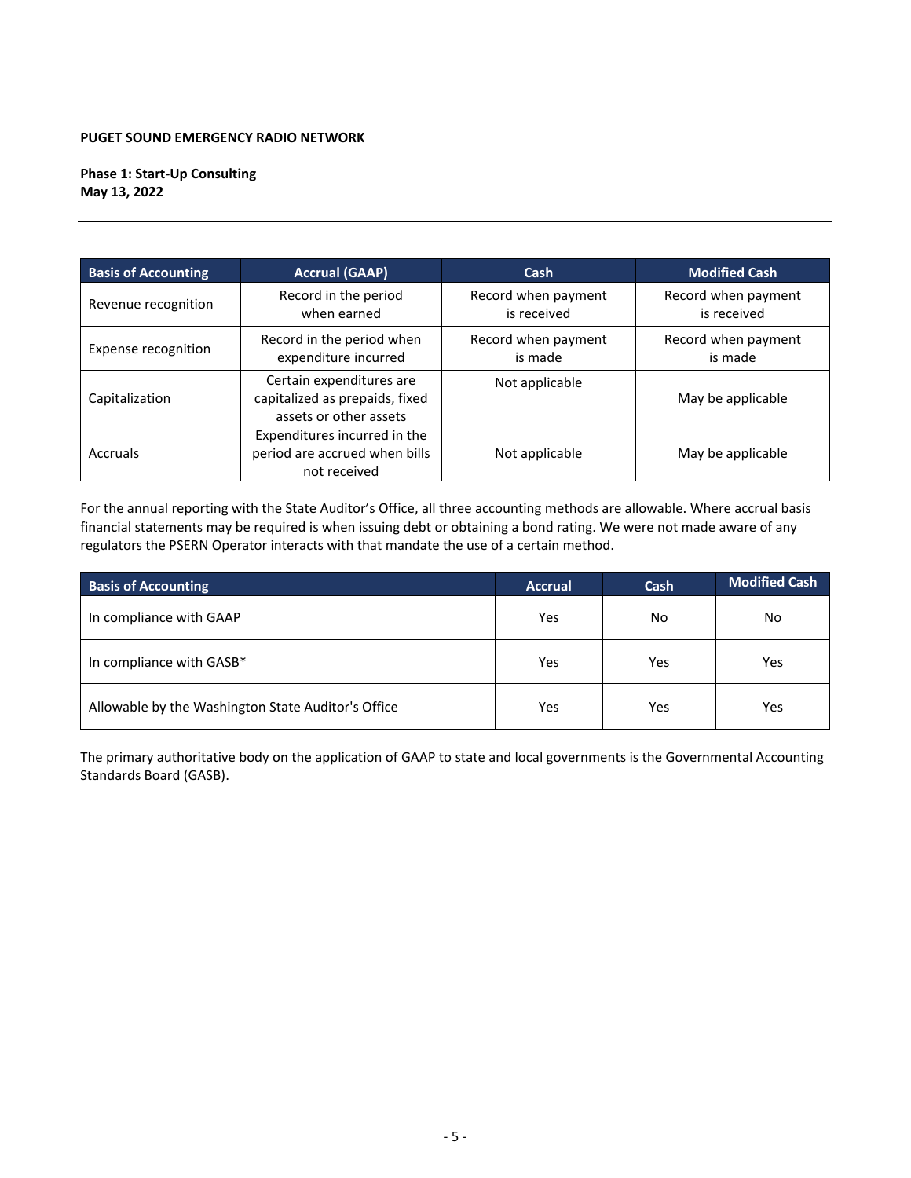**PUGET SOUND EMERGENCY RADIO NETWORK**

**Phase 1: Start-Up Consulting**
**May 13, 2022**

| Basis of Accounting | Accrual (GAAP) | Cash | Modified Cash |
|---|---|---|---|
| Revenue recognition | Record in the period when earned | Record when payment is received | Record when payment is received |
| Expense recognition | Record in the period when expenditure incurred | Record when payment is made | Record when payment is made |
| Capitalization | Certain expenditures are capitalized as prepaids, fixed assets or other assets | Not applicable | May be applicable |
| Accruals | Expenditures incurred in the period are accrued when bills not received | Not applicable | May be applicable |

For the annual reporting with the State Auditor's Office, all three accounting methods are allowable. Where accrual basis financial statements may be required is when issuing debt or obtaining a bond rating. We were not made aware of any regulators the PSERN Operator interacts with that mandate the use of a certain method.

| Basis of Accounting | Accrual | Cash | Modified Cash |
|---|---|---|---|
| In compliance with GAAP | Yes | No | No |
| In compliance with GASB* | Yes | Yes | Yes |
| Allowable by the Washington State Auditor's Office | Yes | Yes | Yes |

The primary authoritative body on the application of GAAP to state and local governments is the Governmental Accounting Standards Board (GASB).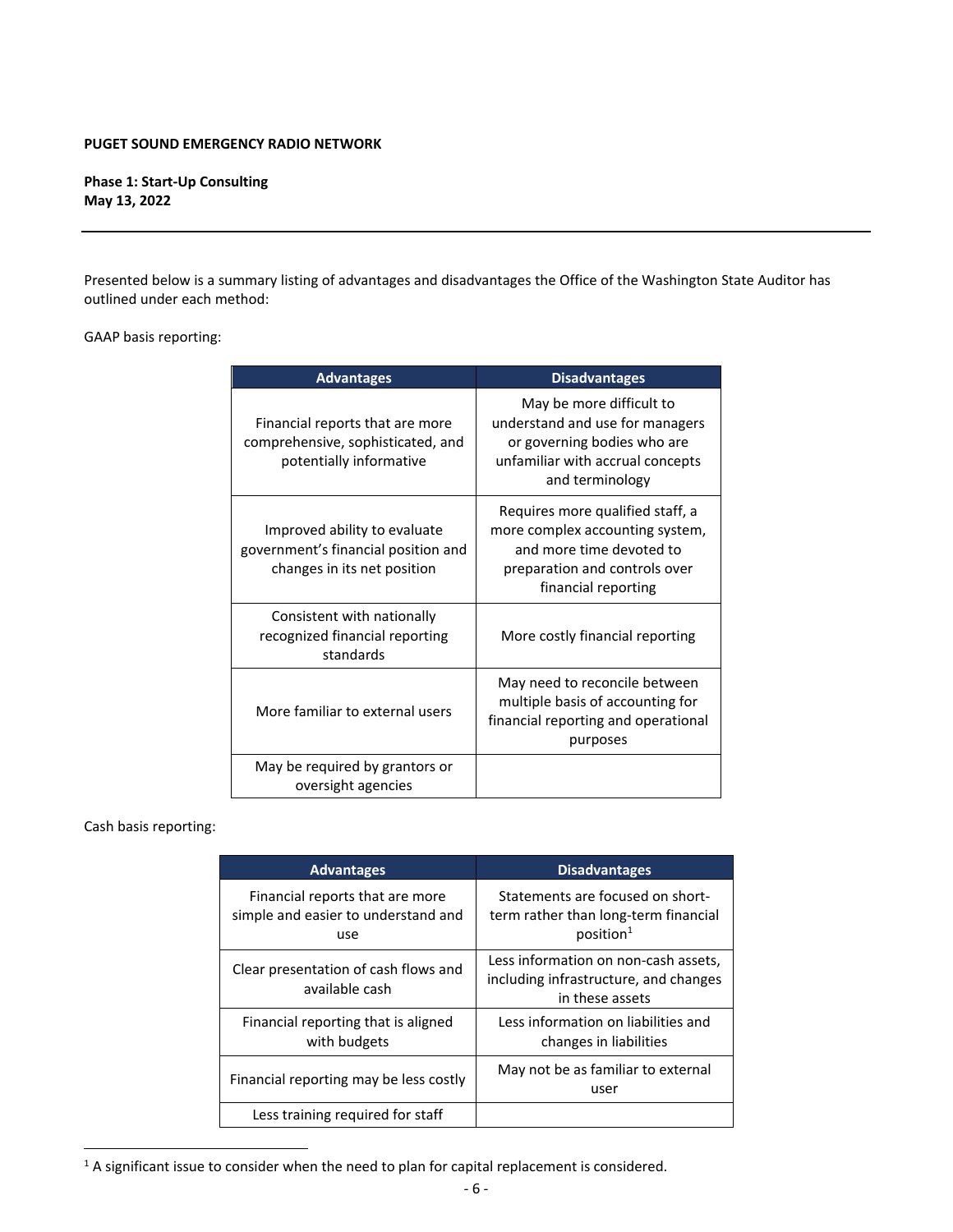**PUGET SOUND EMERGENCY RADIO NETWORK**

**Phase 1: Start-Up Consulting**
**May 13, 2022**

Presented below is a summary listing of advantages and disadvantages the Office of the Washington State Auditor has outlined under each method:

GAAP basis reporting:

| Advantages | Disadvantages |
|---|---|
| Financial reports that are more comprehensive, sophisticated, and potentially informative | May be more difficult to understand and use for managers or governing bodies who are unfamiliar with accrual concepts and terminology |
| Improved ability to evaluate government's financial position and changes in its net position | Requires more qualified staff, a more complex accounting system, and more time devoted to preparation and controls over financial reporting |
| Consistent with nationally recognized financial reporting standards | More costly financial reporting |
| More familiar to external users | May need to reconcile between multiple basis of accounting for financial reporting and operational purposes |
| May be required by grantors or oversight agencies | |

Cash basis reporting:

| Advantages | Disadvantages |
|---|---|
| Financial reports that are more simple and easier to understand and use | Statements are focused on short-term rather than long-term financial position[1] |
| Clear presentation of cash flows and available cash | Less information on non-cash assets, including infrastructure, and changes in these assets |
| Financial reporting that is aligned with budgets | Less information on liabilities and changes in liabilities |
| Financial reporting may be less costly | May not be as familiar to external user |
| Less training required for staff | |

[1] A significant issue to consider when the need to plan for capital replacement is considered.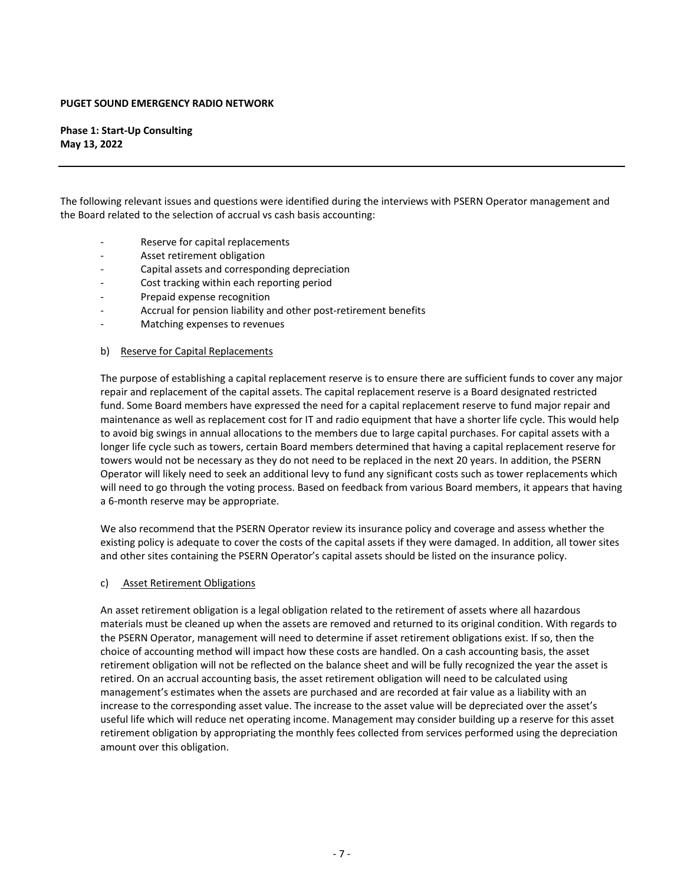The following relevant issues and questions were identified during the interviews with PSERN Operator management and the Board related to the selection of accrual vs cash basis accounting:

- Reserve for capital replacements
- Asset retirement obligation
- Capital assets and corresponding depreciation
- Cost tracking within each reporting period
- Prepaid expense recognition
- Accrual for pension liability and other post-retirement benefits
- Matching expenses to revenues

b) Reserve for Capital Replacements

The purpose of establishing a capital replacement reserve is to ensure there are sufficient funds to cover any major repair and replacement of the capital assets. The capital replacement reserve is a Board designated restricted fund. Some Board members have expressed the need for a capital replacement reserve to fund major repair and maintenance as well as replacement cost for IT and radio equipment that have a shorter life cycle. This would help to avoid big swings in annual allocations to the members due to large capital purchases. For capital assets with a longer life cycle such as towers, certain Board members determined that having a capital replacement reserve for towers would not be necessary as they do not need to be replaced in the next 20 years. In addition, the PSERN Operator will likely need to seek an additional levy to fund any significant costs such as tower replacements which will need to go through the voting process. Based on feedback from various Board members, it appears that having a 6-month reserve may be appropriate.

We also recommend that the PSERN Operator review its insurance policy and coverage and assess whether the existing policy is adequate to cover the costs of the capital assets if they were damaged. In addition, all tower sites and other sites containing the PSERN Operator's capital assets should be listed on the insurance policy.

c) Asset Retirement Obligations

An asset retirement obligation is a legal obligation related to the retirement of assets where all hazardous materials must be cleaned up when the assets are removed and returned to its original condition. With regards to the PSERN Operator, management will need to determine if asset retirement obligations exist. If so, then the choice of accounting method will impact how these costs are handled. On a cash accounting basis, the asset retirement obligation will not be reflected on the balance sheet and will be fully recognized the year the asset is retired. On an accrual accounting basis, the asset retirement obligation will need to be calculated using management's estimates when the assets are purchased and are recorded at fair value as a liability with an increase to the corresponding asset value. The increase to the asset value will be depreciated over the asset's useful life which will reduce net operating income. Management may consider building up a reserve for this asset retirement obligation by appropriating the monthly fees collected from services performed using the depreciation amount over this obligation.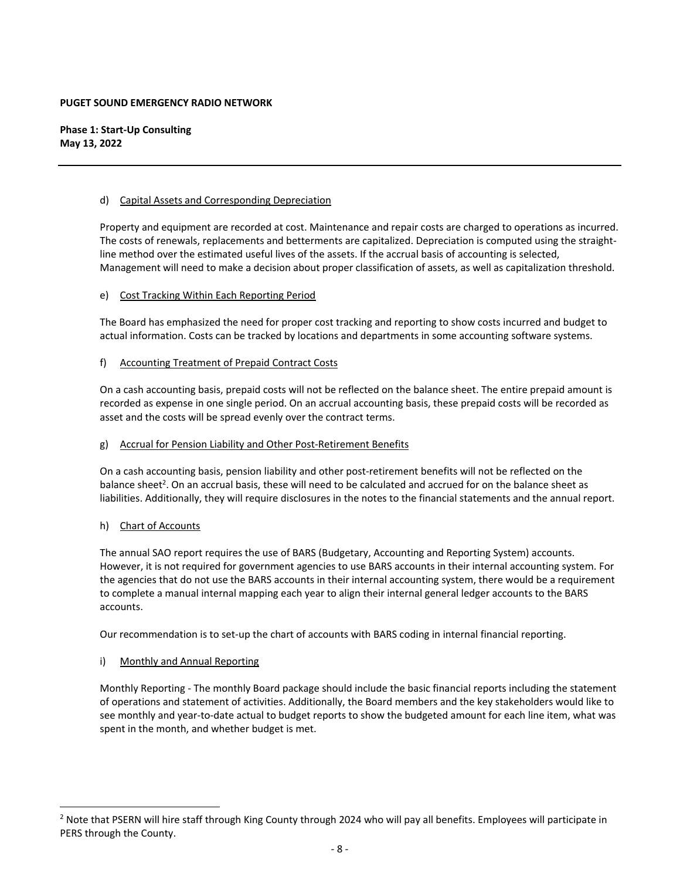d) Capital Assets and Corresponding Depreciation

Property and equipment are recorded at cost. Maintenance and repair costs are charged to operations as incurred. The costs of renewals, replacements and betterments are capitalized. Depreciation is computed using the straight-line method over the estimated useful lives of the assets. If the accrual basis of accounting is selected, Management will need to make a decision about proper classification of assets, as well as capitalization threshold.

e) Cost Tracking Within Each Reporting Period

The Board has emphasized the need for proper cost tracking and reporting to show costs incurred and budget to actual information. Costs can be tracked by locations and departments in some accounting software systems.

f) Accounting Treatment of Prepaid Contract Costs

On a cash accounting basis, prepaid costs will not be reflected on the balance sheet. The entire prepaid amount is recorded as expense in one single period. On an accrual accounting basis, these prepaid costs will be recorded as asset and the costs will be spread evenly over the contract terms.

g) Accrual for Pension Liability and Other Post-Retirement Benefits

On a cash accounting basis, pension liability and other post-retirement benefits will not be reflected on the balance sheet[2]. On an accrual basis, these will need to be calculated and accrued for on the balance sheet as liabilities. Additionally, they will require disclosures in the notes to the financial statements and the annual report.

h) Chart of Accounts

The annual SAO report requires the use of BARS (Budgetary, Accounting and Reporting System) accounts. However, it is not required for government agencies to use BARS accounts in their internal accounting system. For the agencies that do not use the BARS accounts in their internal accounting system, there would be a requirement to complete a manual internal mapping each year to align their internal general ledger accounts to the BARS accounts.

Our recommendation is to set-up the chart of accounts with BARS coding in internal financial reporting.

i) Monthly and Annual Reporting

Monthly Reporting - The monthly Board package should include the basic financial reports including the statement of operations and statement of activities. Additionally, the Board members and the key stakeholders would like to see monthly and year-to-date actual to budget reports to show the budgeted amount for each line item, what was spent in the month, and whether budget is met.

---

[2] Note that PSERN will hire staff through King County through 2024 who will pay all benefits. Employees will participate in PERS through the County.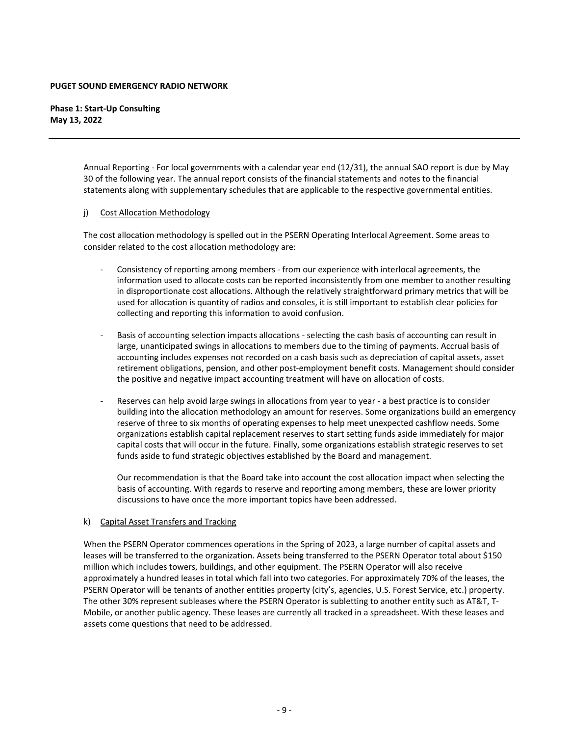Annual Reporting - For local governments with a calendar year end (12/31), the annual SAO report is due by May 30 of the following year. The annual report consists of the financial statements and notes to the financial statements along with supplementary schedules that are applicable to the respective governmental entities.

j) Cost Allocation Methodology

The cost allocation methodology is spelled out in the PSERN Operating Interlocal Agreement. Some areas to consider related to the cost allocation methodology are:

- Consistency of reporting among members - from our experience with interlocal agreements, the information used to allocate costs can be reported inconsistently from one member to another resulting in disproportionate cost allocations. Although the relatively straightforward primary metrics that will be used for allocation is quantity of radios and consoles, it is still important to establish clear policies for collecting and reporting this information to avoid confusion.

- Basis of accounting selection impacts allocations - selecting the cash basis of accounting can result in large, unanticipated swings in allocations to members due to the timing of payments. Accrual basis of accounting includes expenses not recorded on a cash basis such as depreciation of capital assets, asset retirement obligations, pension, and other post-employment benefit costs. Management should consider the positive and negative impact accounting treatment will have on allocation of costs.

- Reserves can help avoid large swings in allocations from year to year - a best practice is to consider building into the allocation methodology an amount for reserves. Some organizations build an emergency reserve of three to six months of operating expenses to help meet unexpected cashflow needs. Some organizations establish capital replacement reserves to start setting funds aside immediately for major capital costs that will occur in the future. Finally, some organizations establish strategic reserves to set funds aside to fund strategic objectives established by the Board and management.

  Our recommendation is that the Board take into account the cost allocation impact when selecting the basis of accounting. With regards to reserve and reporting among members, these are lower priority discussions to have once the more important topics have been addressed.

k) Capital Asset Transfers and Tracking

When the PSERN Operator commences operations in the Spring of 2023, a large number of capital assets and leases will be transferred to the organization. Assets being transferred to the PSERN Operator total about $150 million which includes towers, buildings, and other equipment. The PSERN Operator will also receive approximately a hundred leases in total which fall into two categories. For approximately 70% of the leases, the PSERN Operator will be tenants of another entities property (city's, agencies, U.S. Forest Service, etc.) property. The other 30% represent subleases where the PSERN Operator is subletting to another entity such as AT&T, T-Mobile, or another public agency. These leases are currently all tracked in a spreadsheet. With these leases and assets come questions that need to be addressed.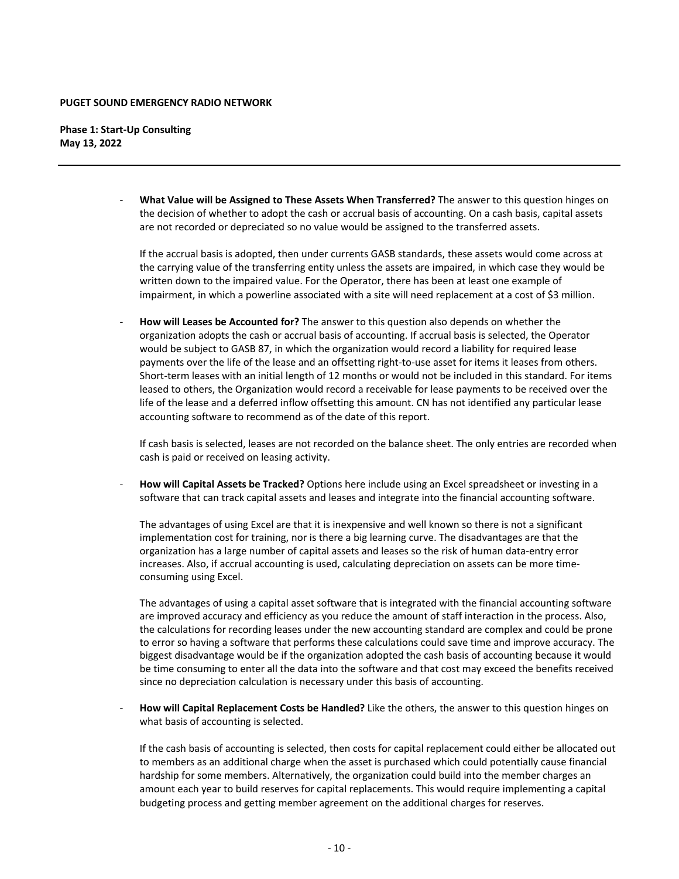- **What Value will be Assigned to These Assets When Transferred?** The answer to this question hinges on the decision of whether to adopt the cash or accrual basis of accounting. On a cash basis, capital assets are not recorded or depreciated so no value would be assigned to the transferred assets.

  If the accrual basis is adopted, then under currents GASB standards, these assets would come across at the carrying value of the transferring entity unless the assets are impaired, in which case they would be written down to the impaired value. For the Operator, there has been at least one example of impairment, in which a powerline associated with a site will need replacement at a cost of $3 million.

- **How will Leases be Accounted for?** The answer to this question also depends on whether the organization adopts the cash or accrual basis of accounting. If accrual basis is selected, the Operator would be subject to GASB 87, in which the organization would record a liability for required lease payments over the life of the lease and an offsetting right-to-use asset for items it leases from others. Short-term leases with an initial length of 12 months or would not be included in this standard. For items leased to others, the Organization would record a receivable for lease payments to be received over the life of the lease and a deferred inflow offsetting this amount. CN has not identified any particular lease accounting software to recommend as of the date of this report.

  If cash basis is selected, leases are not recorded on the balance sheet. The only entries are recorded when cash is paid or received on leasing activity.

- **How will Capital Assets be Tracked?** Options here include using an Excel spreadsheet or investing in a software that can track capital assets and leases and integrate into the financial accounting software.

  The advantages of using Excel are that it is inexpensive and well known so there is not a significant implementation cost for training, nor is there a big learning curve. The disadvantages are that the organization has a large number of capital assets and leases so the risk of human data-entry error increases. Also, if accrual accounting is used, calculating depreciation on assets can be more time-consuming using Excel.

  The advantages of using a capital asset software that is integrated with the financial accounting software are improved accuracy and efficiency as you reduce the amount of staff interaction in the process. Also, the calculations for recording leases under the new accounting standard are complex and could be prone to error so having a software that performs these calculations could save time and improve accuracy. The biggest disadvantage would be if the organization adopted the cash basis of accounting because it would be time consuming to enter all the data into the software and that cost may exceed the benefits received since no depreciation calculation is necessary under this basis of accounting.

- **How will Capital Replacement Costs be Handled?** Like the others, the answer to this question hinges on what basis of accounting is selected.

  If the cash basis of accounting is selected, then costs for capital replacement could either be allocated out to members as an additional charge when the asset is purchased which could potentially cause financial hardship for some members. Alternatively, the organization could build into the member charges an amount each year to build reserves for capital replacements. This would require implementing a capital budgeting process and getting member agreement on the additional charges for reserves.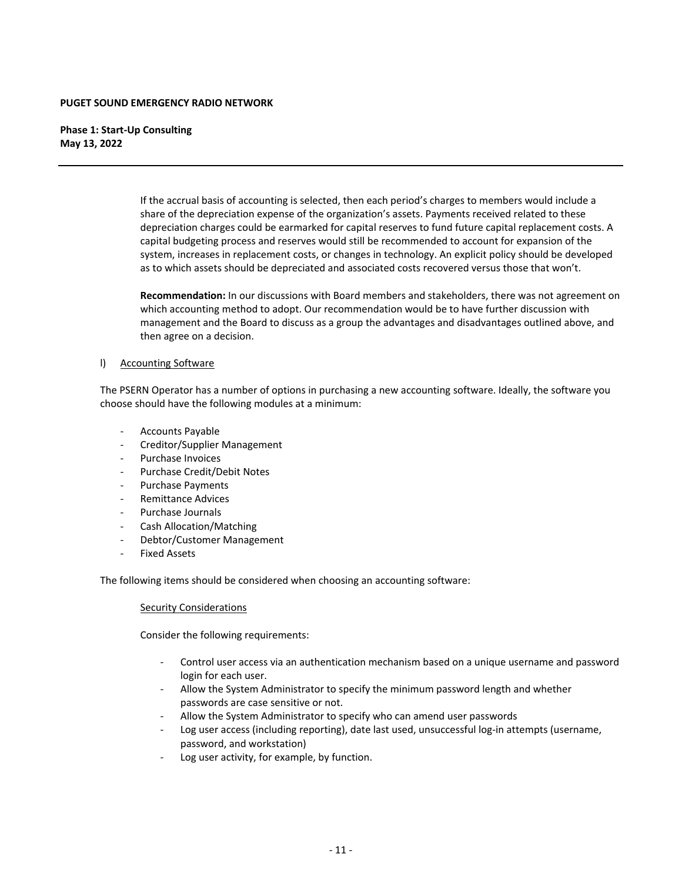If the accrual basis of accounting is selected, then each period's charges to members would include a share of the depreciation expense of the organization's assets. Payments received related to these depreciation charges could be earmarked for capital reserves to fund future capital replacement costs. A capital budgeting process and reserves would still be recommended to account for expansion of the system, increases in replacement costs, or changes in technology. An explicit policy should be developed as to which assets should be depreciated and associated costs recovered versus those that won't.

**Recommendation:** In our discussions with Board members and stakeholders, there was not agreement on which accounting method to adopt. Our recommendation would be to have further discussion with management and the Board to discuss as a group the advantages and disadvantages outlined above, and then agree on a decision.

l) <u>Accounting Software</u>

The PSERN Operator has a number of options in purchasing a new accounting software. Ideally, the software you choose should have the following modules at a minimum:

- Accounts Payable
- Creditor/Supplier Management
- Purchase Invoices
- Purchase Credit/Debit Notes
- Purchase Payments
- Remittance Advices
- Purchase Journals
- Cash Allocation/Matching
- Debtor/Customer Management
- Fixed Assets

The following items should be considered when choosing an accounting software:

<u>Security Considerations</u>

Consider the following requirements:

- Control user access via an authentication mechanism based on a unique username and password login for each user.
- Allow the System Administrator to specify the minimum password length and whether passwords are case sensitive or not.
- Allow the System Administrator to specify who can amend user passwords
- Log user access (including reporting), date last used, unsuccessful log-in attempts (username, password, and workstation)
- Log user activity, for example, by function.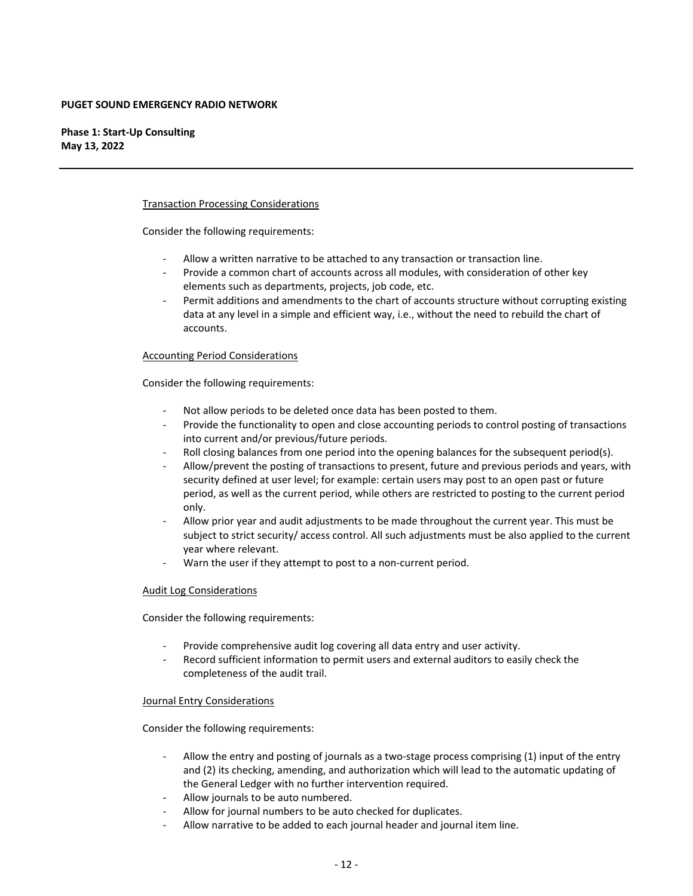Transaction Processing Considerations

Consider the following requirements:

- Allow a written narrative to be attached to any transaction or transaction line.
- Provide a common chart of accounts across all modules, with consideration of other key elements such as departments, projects, job code, etc.
- Permit additions and amendments to the chart of accounts structure without corrupting existing data at any level in a simple and efficient way, i.e., without the need to rebuild the chart of accounts.

Accounting Period Considerations

Consider the following requirements:

- Not allow periods to be deleted once data has been posted to them.
- Provide the functionality to open and close accounting periods to control posting of transactions into current and/or previous/future periods.
- Roll closing balances from one period into the opening balances for the subsequent period(s).
- Allow/prevent the posting of transactions to present, future and previous periods and years, with security defined at user level; for example: certain users may post to an open past or future period, as well as the current period, while others are restricted to posting to the current period only.
- Allow prior year and audit adjustments to be made throughout the current year. This must be subject to strict security/ access control. All such adjustments must be also applied to the current year where relevant.
- Warn the user if they attempt to post to a non-current period.

Audit Log Considerations

Consider the following requirements:

- Provide comprehensive audit log covering all data entry and user activity.
- Record sufficient information to permit users and external auditors to easily check the completeness of the audit trail.

Journal Entry Considerations

Consider the following requirements:

- Allow the entry and posting of journals as a two-stage process comprising (1) input of the entry and (2) its checking, amending, and authorization which will lead to the automatic updating of the General Ledger with no further intervention required.
- Allow journals to be auto numbered.
- Allow for journal numbers to be auto checked for duplicates.
- Allow narrative to be added to each journal header and journal item line.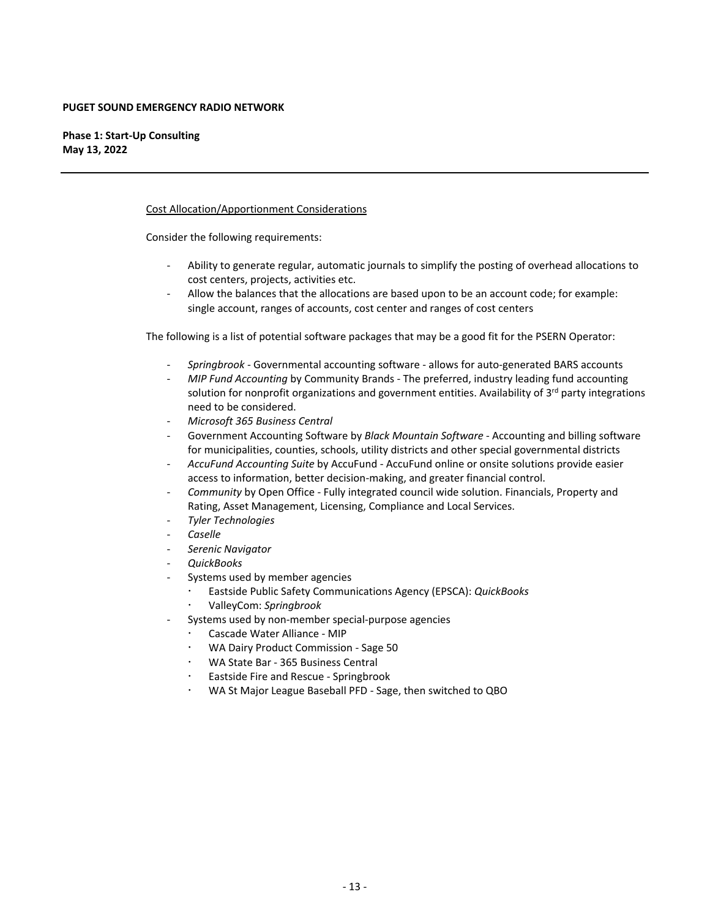Cost Allocation/Apportionment Considerations

Consider the following requirements:

- Ability to generate regular, automatic journals to simplify the posting of overhead allocations to cost centers, projects, activities etc.
- Allow the balances that the allocations are based upon to be an account code; for example: single account, ranges of accounts, cost center and ranges of cost centers

The following is a list of potential software packages that may be a good fit for the PSERN Operator:

- *Springbrook* - Governmental accounting software - allows for auto-generated BARS accounts
- *MIP Fund Accounting* by Community Brands - The preferred, industry leading fund accounting solution for nonprofit organizations and government entities. Availability of 3rd party integrations need to be considered.
- *Microsoft 365 Business Central*
- Government Accounting Software by *Black Mountain Software* - Accounting and billing software for municipalities, counties, schools, utility districts and other special governmental districts
- *AccuFund Accounting Suite* by AccuFund - AccuFund online or onsite solutions provide easier access to information, better decision-making, and greater financial control.
- *Community* by Open Office - Fully integrated council wide solution. Financials, Property and Rating, Asset Management, Licensing, Compliance and Local Services.
- *Tyler Technologies*
- *Caselle*
- *Serenic Navigator*
- *QuickBooks*
- Systems used by member agencies
  - Eastside Public Safety Communications Agency (EPSCA): *QuickBooks*
  - ValleyCom: *Springbrook*
- Systems used by non-member special-purpose agencies
  - Cascade Water Alliance - MIP
  - WA Dairy Product Commission - Sage 50
  - WA State Bar - 365 Business Central
  - Eastside Fire and Rescue - Springbrook
  - WA St Major League Baseball PFD - Sage, then switched to QBO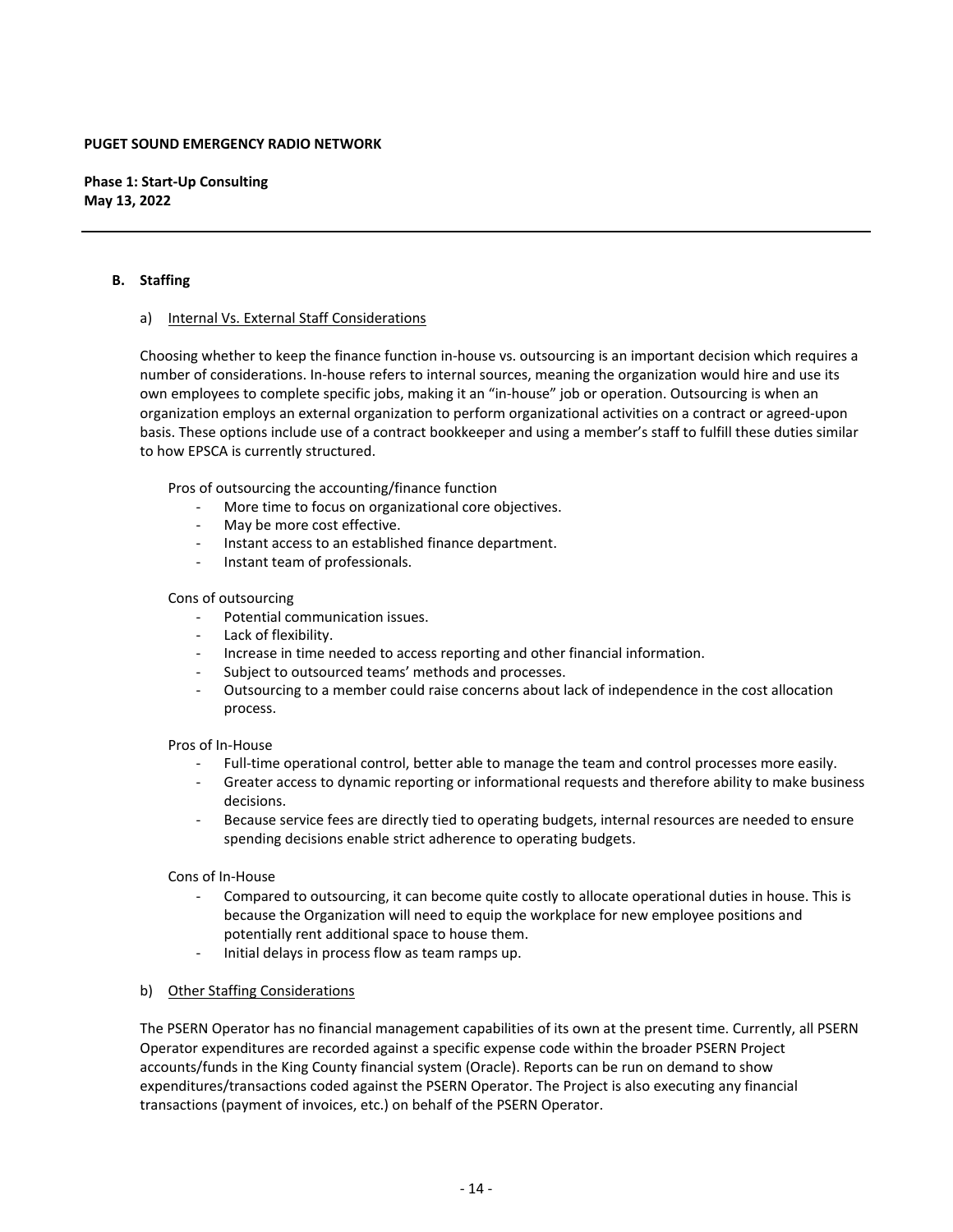### B. Staffing

#### a) Internal Vs. External Staff Considerations

Choosing whether to keep the finance function in-house vs. outsourcing is an important decision which requires a number of considerations. In-house refers to internal sources, meaning the organization would hire and use its own employees to complete specific jobs, making it an "in-house" job or operation. Outsourcing is when an organization employs an external organization to perform organizational activities on a contract or agreed-upon basis. These options include use of a contract bookkeeper and using a member's staff to fulfill these duties similar to how EPSCA is currently structured.

Pros of outsourcing the accounting/finance function

- More time to focus on organizational core objectives.
- May be more cost effective.
- Instant access to an established finance department.
- Instant team of professionals.

Cons of outsourcing

- Potential communication issues.
- Lack of flexibility.
- Increase in time needed to access reporting and other financial information.
- Subject to outsourced teams' methods and processes.
- Outsourcing to a member could raise concerns about lack of independence in the cost allocation process.

Pros of In-House

- Full-time operational control, better able to manage the team and control processes more easily.
- Greater access to dynamic reporting or informational requests and therefore ability to make business decisions.
- Because service fees are directly tied to operating budgets, internal resources are needed to ensure spending decisions enable strict adherence to operating budgets.

Cons of In-House

- Compared to outsourcing, it can become quite costly to allocate operational duties in house. This is because the Organization will need to equip the workplace for new employee positions and potentially rent additional space to house them.
- Initial delays in process flow as team ramps up.

#### b) Other Staffing Considerations

The PSERN Operator has no financial management capabilities of its own at the present time. Currently, all PSERN Operator expenditures are recorded against a specific expense code within the broader PSERN Project accounts/funds in the King County financial system (Oracle). Reports can be run on demand to show expenditures/transactions coded against the PSERN Operator. The Project is also executing any financial transactions (payment of invoices, etc.) on behalf of the PSERN Operator.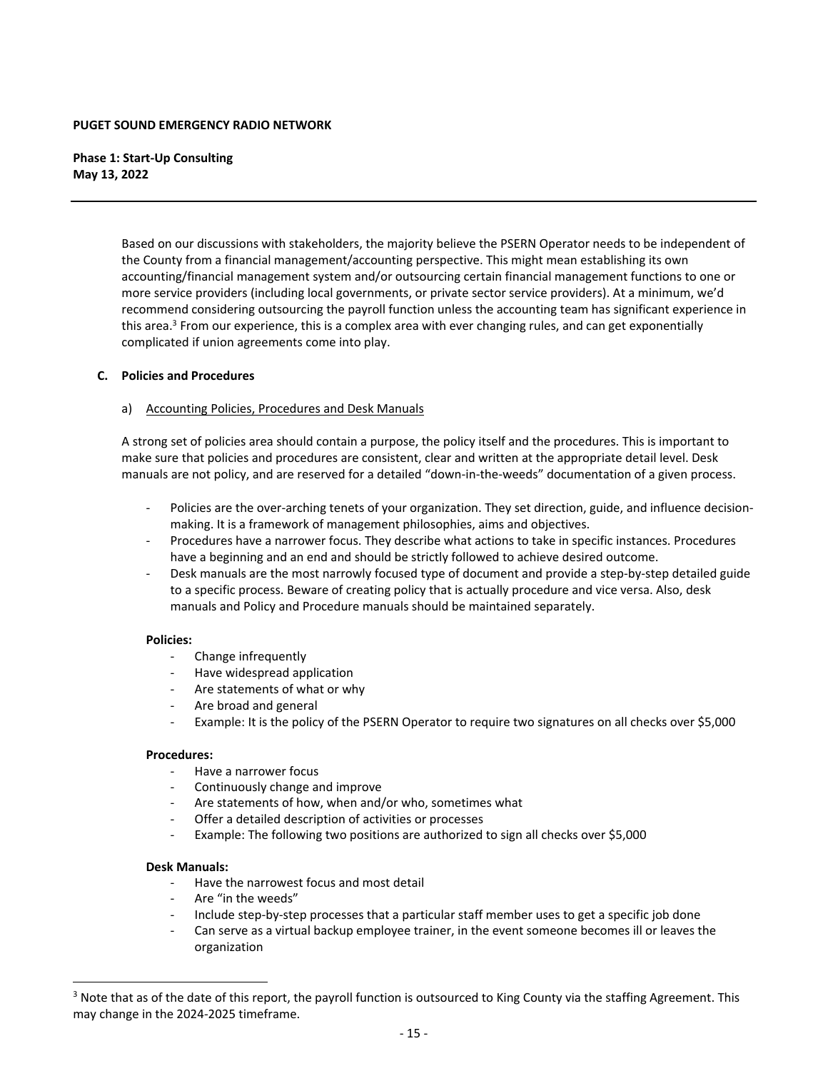Based on our discussions with stakeholders, the majority believe the PSERN Operator needs to be independent of the County from a financial management/accounting perspective. This might mean establishing its own accounting/financial management system and/or outsourcing certain financial management functions to one or more service providers (including local governments, or private sector service providers). At a minimum, we'd recommend considering outsourcing the payroll function unless the accounting team has significant experience in this area.[3] From our experience, this is a complex area with ever changing rules, and can get exponentially complicated if union agreements come into play.

### C. Policies and Procedures

#### a) Accounting Policies, Procedures and Desk Manuals

A strong set of policies area should contain a purpose, the policy itself and the procedures. This is important to make sure that policies and procedures are consistent, clear and written at the appropriate detail level. Desk manuals are not policy, and are reserved for a detailed "down-in-the-weeds" documentation of a given process.

- Policies are the over-arching tenets of your organization. They set direction, guide, and influence decision-making. It is a framework of management philosophies, aims and objectives.
- Procedures have a narrower focus. They describe what actions to take in specific instances. Procedures have a beginning and an end and should be strictly followed to achieve desired outcome.
- Desk manuals are the most narrowly focused type of document and provide a step-by-step detailed guide to a specific process. Beware of creating policy that is actually procedure and vice versa. Also, desk manuals and Policy and Procedure manuals should be maintained separately.

**Policies:**

- Change infrequently
- Have widespread application
- Are statements of what or why
- Are broad and general
- Example: It is the policy of the PSERN Operator to require two signatures on all checks over $5,000

**Procedures:**

- Have a narrower focus
- Continuously change and improve
- Are statements of how, when and/or who, sometimes what
- Offer a detailed description of activities or processes
- Example: The following two positions are authorized to sign all checks over $5,000

**Desk Manuals:**

- Have the narrowest focus and most detail
- Are "in the weeds"
- Include step-by-step processes that a particular staff member uses to get a specific job done
- Can serve as a virtual backup employee trainer, in the event someone becomes ill or leaves the organization

---

[3] Note that as of the date of this report, the payroll function is outsourced to King County via the staffing Agreement. This may change in the 2024-2025 timeframe.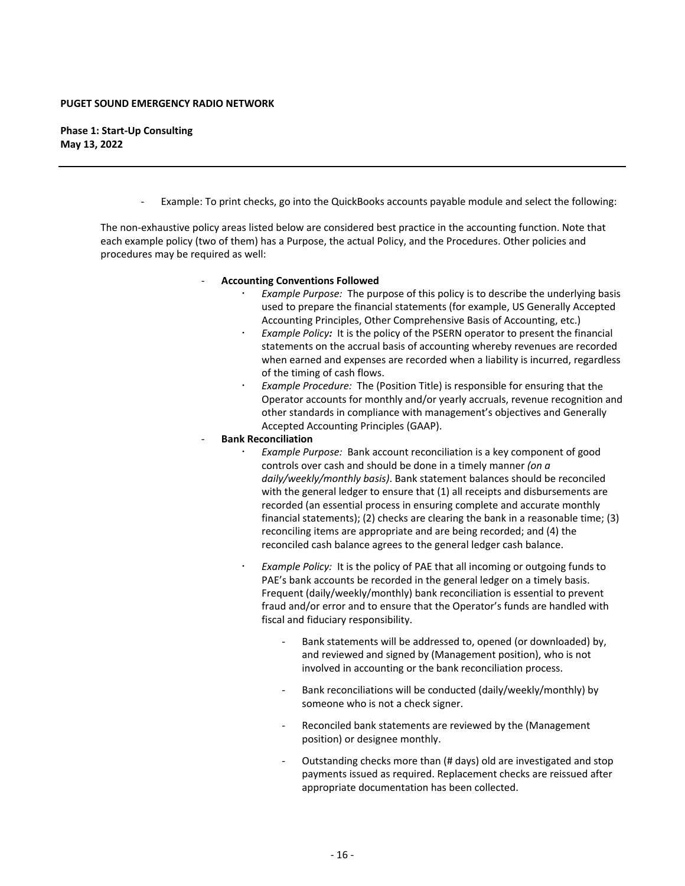- Example: To print checks, go into the QuickBooks accounts payable module and select the following:

The non-exhaustive policy areas listed below are considered best practice in the accounting function. Note that each example policy (two of them) has a Purpose, the actual Policy, and the Procedures. Other policies and procedures may be required as well:

- **Accounting Conventions Followed**
  - *Example Purpose:* The purpose of this policy is to describe the underlying basis used to prepare the financial statements (for example, US Generally Accepted Accounting Principles, Other Comprehensive Basis of Accounting, etc.)
  - *Example Policy**:*** It is the policy of the PSERN operator to present the financial statements on the accrual basis of accounting whereby revenues are recorded when earned and expenses are recorded when a liability is incurred, regardless of the timing of cash flows.
  - *Example Procedure:* The (Position Title) is responsible for ensuring that the Operator accounts for monthly and/or yearly accruals, revenue recognition and other standards in compliance with management's objectives and Generally Accepted Accounting Principles (GAAP).
- **Bank Reconciliation**
  - *Example Purpose:* Bank account reconciliation is a key component of good controls over cash and should be done in a timely manner *(on a daily/weekly/monthly basis).* Bank statement balances should be reconciled with the general ledger to ensure that (1) all receipts and disbursements are recorded (an essential process in ensuring complete and accurate monthly financial statements); (2) checks are clearing the bank in a reasonable time; (3) reconciling items are appropriate and are being recorded; and (4) the reconciled cash balance agrees to the general ledger cash balance.
  - *Example Policy:* It is the policy of PAE that all incoming or outgoing funds to PAE's bank accounts be recorded in the general ledger on a timely basis. Frequent (daily/weekly/monthly) bank reconciliation is essential to prevent fraud and/or error and to ensure that the Operator's funds are handled with fiscal and fiduciary responsibility.
    - Bank statements will be addressed to, opened (or downloaded) by, and reviewed and signed by (Management position), who is not involved in accounting or the bank reconciliation process.
    - Bank reconciliations will be conducted (daily/weekly/monthly) by someone who is not a check signer.
    - Reconciled bank statements are reviewed by the (Management position) or designee monthly.
    - Outstanding checks more than (# days) old are investigated and stop payments issued as required. Replacement checks are reissued after appropriate documentation has been collected.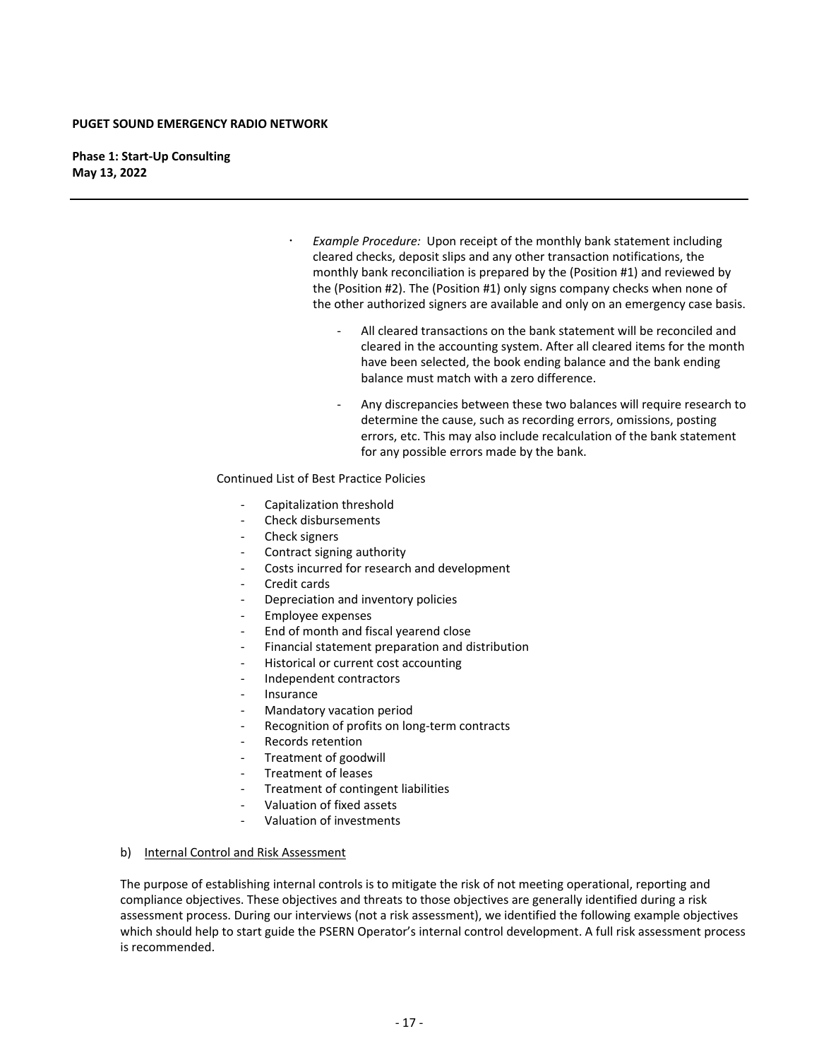- *Example Procedure:* Upon receipt of the monthly bank statement including cleared checks, deposit slips and any other transaction notifications, the monthly bank reconciliation is prepared by the (Position #1) and reviewed by the (Position #2). The (Position #1) only signs company checks when none of the other authorized signers are available and only on an emergency case basis.

    - All cleared transactions on the bank statement will be reconciled and cleared in the accounting system. After all cleared items for the month have been selected, the book ending balance and the bank ending balance must match with a zero difference.

    - Any discrepancies between these two balances will require research to determine the cause, such as recording errors, omissions, posting errors, etc. This may also include recalculation of the bank statement for any possible errors made by the bank.

Continued List of Best Practice Policies

- Capitalization threshold
- Check disbursements
- Check signers
- Contract signing authority
- Costs incurred for research and development
- Credit cards
- Depreciation and inventory policies
- Employee expenses
- End of month and fiscal yearend close
- Financial statement preparation and distribution
- Historical or current cost accounting
- Independent contractors
- Insurance
- Mandatory vacation period
- Recognition of profits on long-term contracts
- Records retention
- Treatment of goodwill
- Treatment of leases
- Treatment of contingent liabilities
- Valuation of fixed assets
- Valuation of investments

b) Internal Control and Risk Assessment

The purpose of establishing internal controls is to mitigate the risk of not meeting operational, reporting and compliance objectives. These objectives and threats to those objectives are generally identified during a risk assessment process. During our interviews (not a risk assessment), we identified the following example objectives which should help to start guide the PSERN Operator's internal control development. A full risk assessment process is recommended.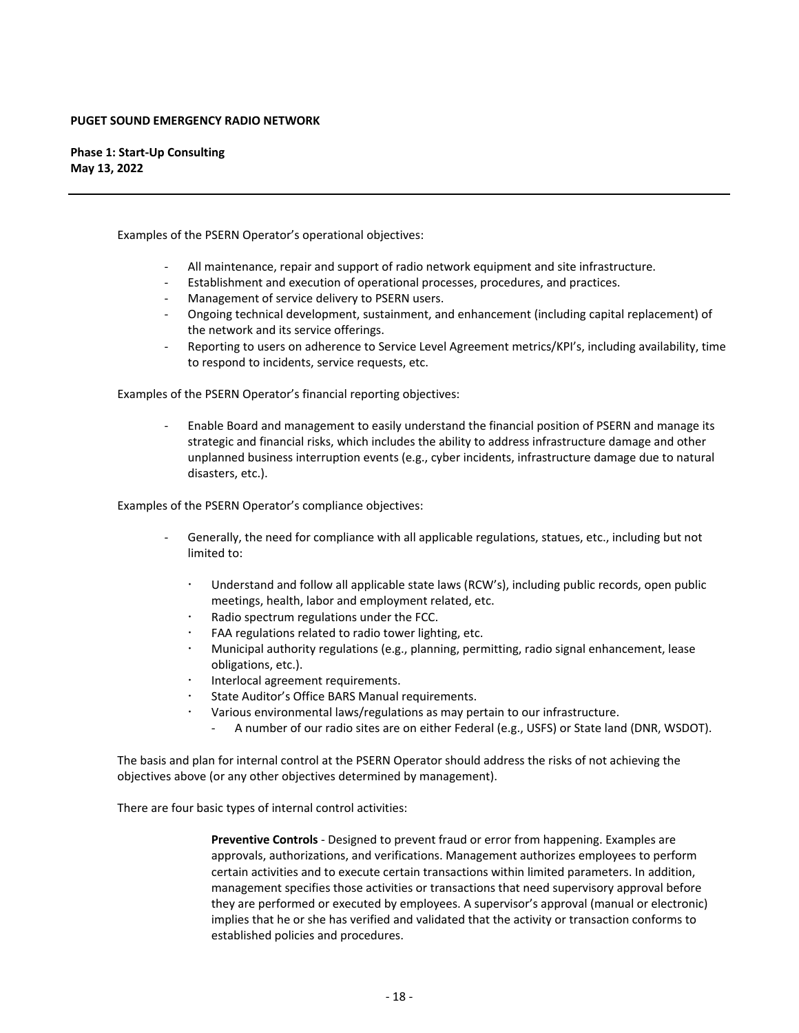Examples of the PSERN Operator's operational objectives:

- All maintenance, repair and support of radio network equipment and site infrastructure.
- Establishment and execution of operational processes, procedures, and practices.
- Management of service delivery to PSERN users.
- Ongoing technical development, sustainment, and enhancement (including capital replacement) of the network and its service offerings.
- Reporting to users on adherence to Service Level Agreement metrics/KPI's, including availability, time to respond to incidents, service requests, etc.

Examples of the PSERN Operator's financial reporting objectives:

- Enable Board and management to easily understand the financial position of PSERN and manage its strategic and financial risks, which includes the ability to address infrastructure damage and other unplanned business interruption events (e.g., cyber incidents, infrastructure damage due to natural disasters, etc.).

Examples of the PSERN Operator's compliance objectives:

- Generally, the need for compliance with all applicable regulations, statues, etc., including but not limited to:
  - Understand and follow all applicable state laws (RCW's), including public records, open public meetings, health, labor and employment related, etc.
  - Radio spectrum regulations under the FCC.
  - FAA regulations related to radio tower lighting, etc.
  - Municipal authority regulations (e.g., planning, permitting, radio signal enhancement, lease obligations, etc.).
  - Interlocal agreement requirements.
  - State Auditor's Office BARS Manual requirements.
  - Various environmental laws/regulations as may pertain to our infrastructure.
    - A number of our radio sites are on either Federal (e.g., USFS) or State land (DNR, WSDOT).

The basis and plan for internal control at the PSERN Operator should address the risks of not achieving the objectives above (or any other objectives determined by management).

There are four basic types of internal control activities:

**Preventive Controls** - Designed to prevent fraud or error from happening. Examples are approvals, authorizations, and verifications. Management authorizes employees to perform certain activities and to execute certain transactions within limited parameters. In addition, management specifies those activities or transactions that need supervisory approval before they are performed or executed by employees. A supervisor's approval (manual or electronic) implies that he or she has verified and validated that the activity or transaction conforms to established policies and procedures.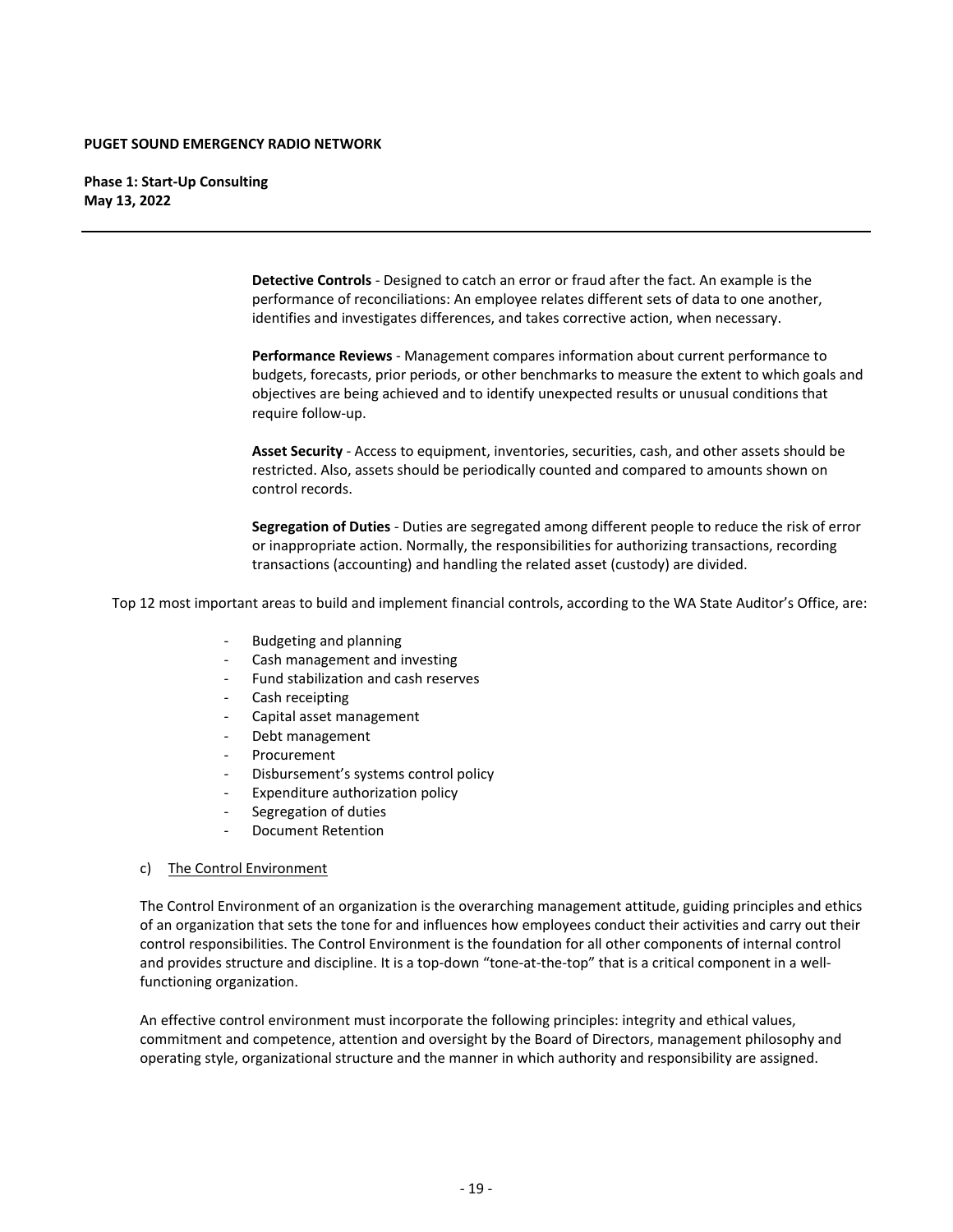**Detective Controls** - Designed to catch an error or fraud after the fact. An example is the performance of reconciliations: An employee relates different sets of data to one another, identifies and investigates differences, and takes corrective action, when necessary.

**Performance Reviews** - Management compares information about current performance to budgets, forecasts, prior periods, or other benchmarks to measure the extent to which goals and objectives are being achieved and to identify unexpected results or unusual conditions that require follow-up.

**Asset Security** - Access to equipment, inventories, securities, cash, and other assets should be restricted. Also, assets should be periodically counted and compared to amounts shown on control records.

**Segregation of Duties** - Duties are segregated among different people to reduce the risk of error or inappropriate action. Normally, the responsibilities for authorizing transactions, recording transactions (accounting) and handling the related asset (custody) are divided.

Top 12 most important areas to build and implement financial controls, according to the WA State Auditor's Office, are:

- Budgeting and planning
- Cash management and investing
- Fund stabilization and cash reserves
- Cash receipting
- Capital asset management
- Debt management
- Procurement
- Disbursement's systems control policy
- Expenditure authorization policy
- Segregation of duties
- Document Retention

c) <u>The Control Environment</u>

The Control Environment of an organization is the overarching management attitude, guiding principles and ethics of an organization that sets the tone for and influences how employees conduct their activities and carry out their control responsibilities. The Control Environment is the foundation for all other components of internal control and provides structure and discipline. It is a top-down "tone-at-the-top" that is a critical component in a well-functioning organization.

An effective control environment must incorporate the following principles: integrity and ethical values, commitment and competence, attention and oversight by the Board of Directors, management philosophy and operating style, organizational structure and the manner in which authority and responsibility are assigned.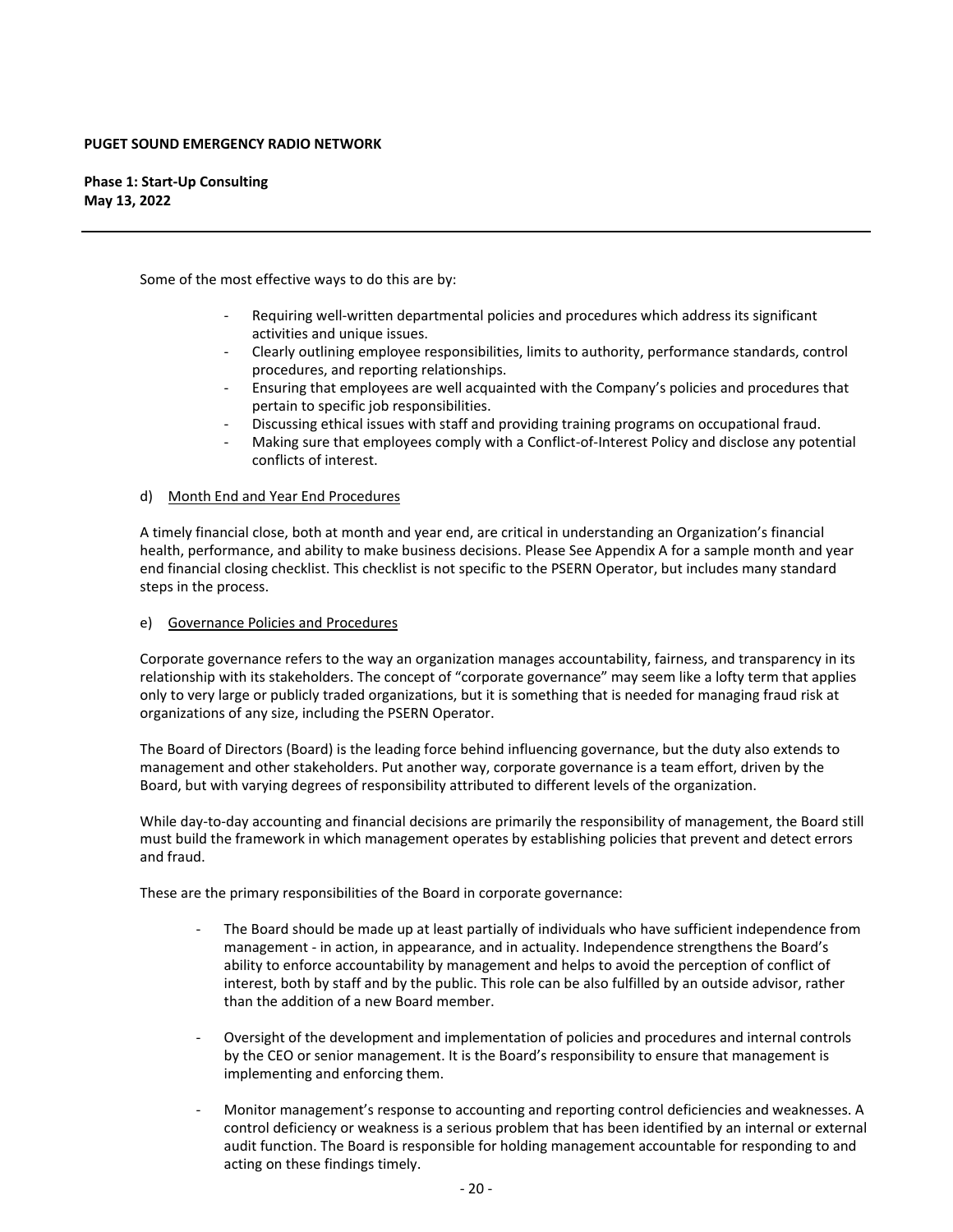Some of the most effective ways to do this are by:

- Requiring well-written departmental policies and procedures which address its significant activities and unique issues.
- Clearly outlining employee responsibilities, limits to authority, performance standards, control procedures, and reporting relationships.
- Ensuring that employees are well acquainted with the Company's policies and procedures that pertain to specific job responsibilities.
- Discussing ethical issues with staff and providing training programs on occupational fraud.
- Making sure that employees comply with a Conflict-of-Interest Policy and disclose any potential conflicts of interest.

d) Month End and Year End Procedures

A timely financial close, both at month and year end, are critical in understanding an Organization's financial health, performance, and ability to make business decisions. Please See Appendix A for a sample month and year end financial closing checklist. This checklist is not specific to the PSERN Operator, but includes many standard steps in the process.

e) Governance Policies and Procedures

Corporate governance refers to the way an organization manages accountability, fairness, and transparency in its relationship with its stakeholders. The concept of "corporate governance" may seem like a lofty term that applies only to very large or publicly traded organizations, but it is something that is needed for managing fraud risk at organizations of any size, including the PSERN Operator.

The Board of Directors (Board) is the leading force behind influencing governance, but the duty also extends to management and other stakeholders. Put another way, corporate governance is a team effort, driven by the Board, but with varying degrees of responsibility attributed to different levels of the organization.

While day-to-day accounting and financial decisions are primarily the responsibility of management, the Board still must build the framework in which management operates by establishing policies that prevent and detect errors and fraud.

These are the primary responsibilities of the Board in corporate governance:

- The Board should be made up at least partially of individuals who have sufficient independence from management - in action, in appearance, and in actuality. Independence strengthens the Board's ability to enforce accountability by management and helps to avoid the perception of conflict of interest, both by staff and by the public. This role can be also fulfilled by an outside advisor, rather than the addition of a new Board member.

- Oversight of the development and implementation of policies and procedures and internal controls by the CEO or senior management. It is the Board's responsibility to ensure that management is implementing and enforcing them.

- Monitor management's response to accounting and reporting control deficiencies and weaknesses. A control deficiency or weakness is a serious problem that has been identified by an internal or external audit function. The Board is responsible for holding management accountable for responding to and acting on these findings timely.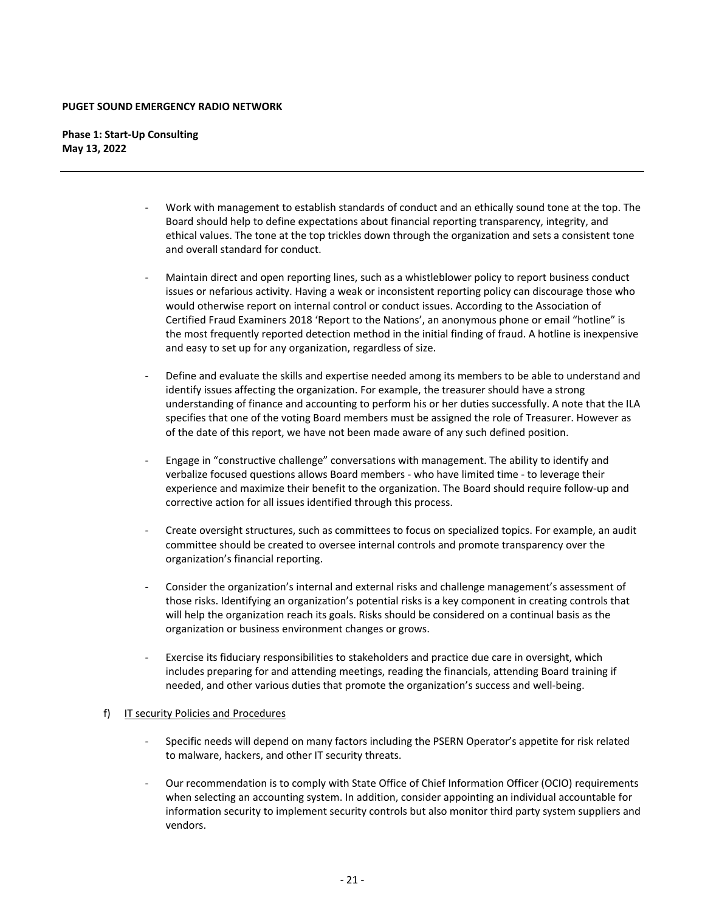- Work with management to establish standards of conduct and an ethically sound tone at the top. The Board should help to define expectations about financial reporting transparency, integrity, and ethical values. The tone at the top trickles down through the organization and sets a consistent tone and overall standard for conduct.

- Maintain direct and open reporting lines, such as a whistleblower policy to report business conduct issues or nefarious activity. Having a weak or inconsistent reporting policy can discourage those who would otherwise report on internal control or conduct issues. According to the Association of Certified Fraud Examiners 2018 'Report to the Nations', an anonymous phone or email "hotline" is the most frequently reported detection method in the initial finding of fraud. A hotline is inexpensive and easy to set up for any organization, regardless of size.

- Define and evaluate the skills and expertise needed among its members to be able to understand and identify issues affecting the organization. For example, the treasurer should have a strong understanding of finance and accounting to perform his or her duties successfully. A note that the ILA specifies that one of the voting Board members must be assigned the role of Treasurer. However as of the date of this report, we have not been made aware of any such defined position.

- Engage in "constructive challenge" conversations with management. The ability to identify and verbalize focused questions allows Board members - who have limited time - to leverage their experience and maximize their benefit to the organization. The Board should require follow-up and corrective action for all issues identified through this process.

- Create oversight structures, such as committees to focus on specialized topics. For example, an audit committee should be created to oversee internal controls and promote transparency over the organization's financial reporting.

- Consider the organization's internal and external risks and challenge management's assessment of those risks. Identifying an organization's potential risks is a key component in creating controls that will help the organization reach its goals. Risks should be considered on a continual basis as the organization or business environment changes or grows.

- Exercise its fiduciary responsibilities to stakeholders and practice due care in oversight, which includes preparing for and attending meetings, reading the financials, attending Board training if needed, and other various duties that promote the organization's success and well-being.

f) IT security Policies and Procedures

- Specific needs will depend on many factors including the PSERN Operator's appetite for risk related to malware, hackers, and other IT security threats.

- Our recommendation is to comply with State Office of Chief Information Officer (OCIO) requirements when selecting an accounting system. In addition, consider appointing an individual accountable for information security to implement security controls but also monitor third party system suppliers and vendors.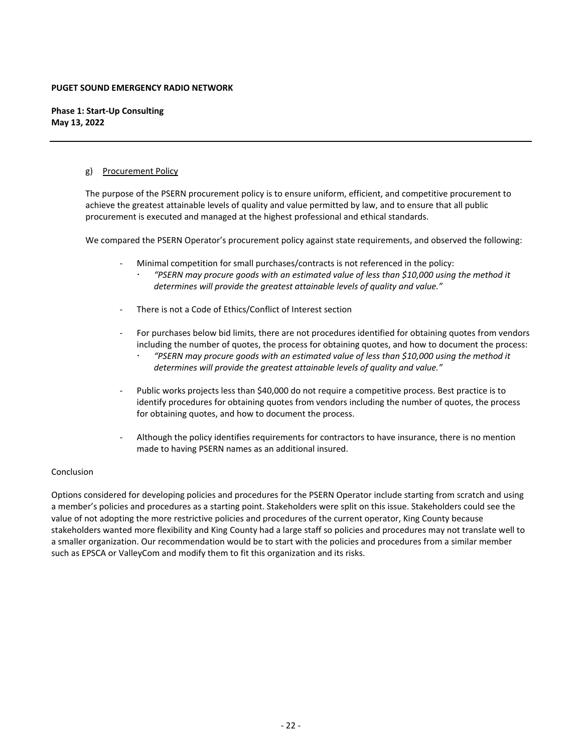g) Procurement Policy

The purpose of the PSERN procurement policy is to ensure uniform, efficient, and competitive procurement to achieve the greatest attainable levels of quality and value permitted by law, and to ensure that all public procurement is executed and managed at the highest professional and ethical standards.

We compared the PSERN Operator's procurement policy against state requirements, and observed the following:

- Minimal competition for small purchases/contracts is not referenced in the policy:
  - *"PSERN may procure goods with an estimated value of less than $10,000 using the method it determines will provide the greatest attainable levels of quality and value."*
- There is not a Code of Ethics/Conflict of Interest section
- For purchases below bid limits, there are not procedures identified for obtaining quotes from vendors including the number of quotes, the process for obtaining quotes, and how to document the process:
  - *"PSERN may procure goods with an estimated value of less than $10,000 using the method it determines will provide the greatest attainable levels of quality and value."*
- Public works projects less than $40,000 do not require a competitive process. Best practice is to identify procedures for obtaining quotes from vendors including the number of quotes, the process for obtaining quotes, and how to document the process.
- Although the policy identifies requirements for contractors to have insurance, there is no mention made to having PSERN names as an additional insured.

Conclusion

Options considered for developing policies and procedures for the PSERN Operator include starting from scratch and using a member's policies and procedures as a starting point. Stakeholders were split on this issue. Stakeholders could see the value of not adopting the more restrictive policies and procedures of the current operator, King County because stakeholders wanted more flexibility and King County had a large staff so policies and procedures may not translate well to a smaller organization. Our recommendation would be to start with the policies and procedures from a similar member such as EPSCA or ValleyCom and modify them to fit this organization and its risks.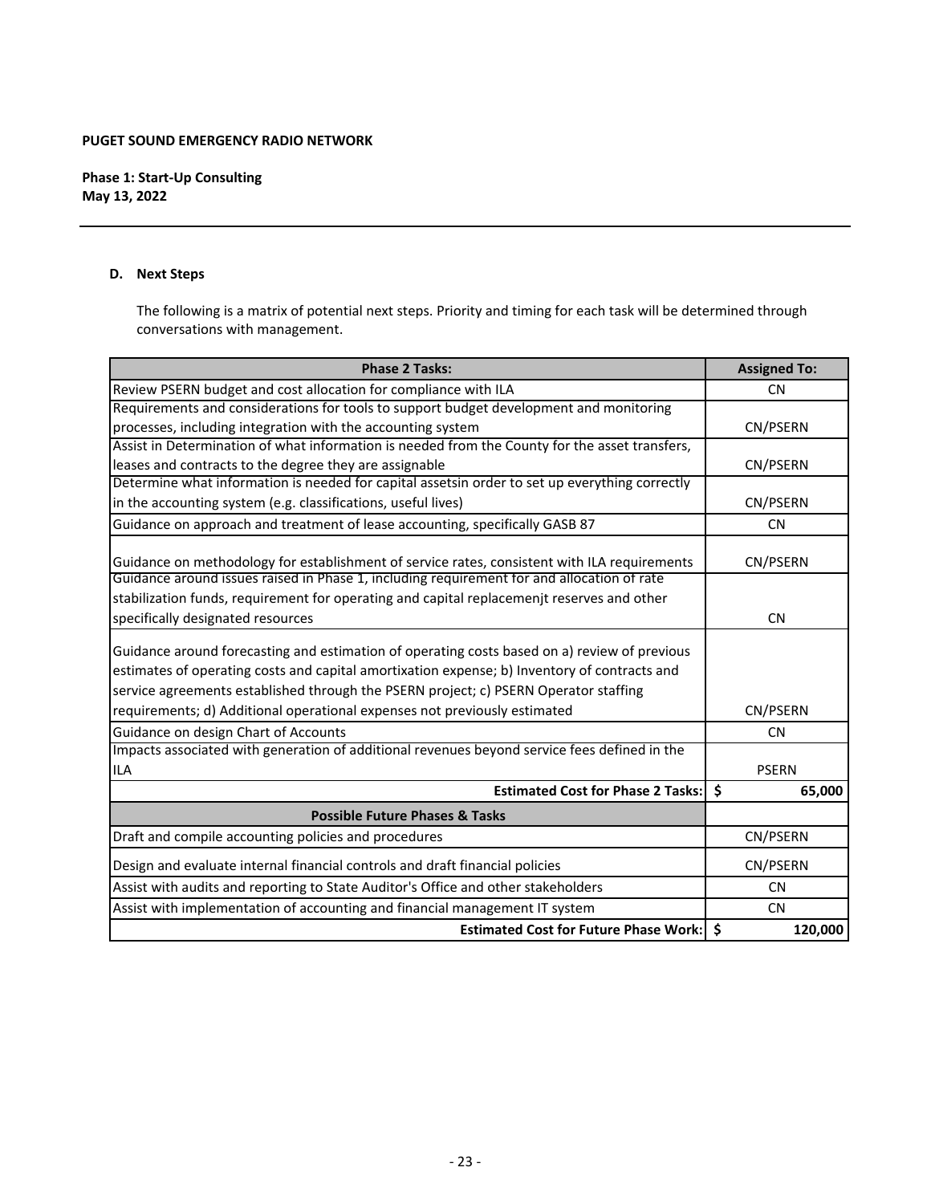**PUGET SOUND EMERGENCY RADIO NETWORK**

**Phase 1: Start-Up Consulting**
**May 13, 2022**

**D. Next Steps**

The following is a matrix of potential next steps. Priority and timing for each task will be determined through conversations with management.

| Phase 2 Tasks: | Assigned To: |
|---|---|
| Review PSERN budget and cost allocation for compliance with ILA | CN |
| Requirements and considerations for tools to support budget development and monitoring processes, including integration with the accounting system | CN/PSERN |
| Assist in Determination of what information is needed from the County for the asset transfers, leases and contracts to the degree they are assignable | CN/PSERN |
| Determine what information is needed for capital assetsin order to set up everything correctly in the accounting system (e.g. classifications, useful lives) | CN/PSERN |
| Guidance on approach and treatment of lease accounting, specifically GASB 87 | CN |
| Guidance on methodology for establishment of service rates, consistent with ILA requirements | CN/PSERN |
| Guidance around issues raised in Phase 1, including requirement for and allocation of rate stabilization funds, requirement for operating and capital replacemenjt reserves and other specifically designated resources | CN |
| Guidance around forecasting and estimation of operating costs based on a) review of previous estimates of operating costs and capital amortixation expense; b) Inventory of contracts and service agreements established through the PSERN project; c) PSERN Operator staffing requirements; d) Additional operational expenses not previously estimated | CN/PSERN |
| Guidance on design Chart of Accounts | CN |
| Impacts associated with generation of additional revenues beyond service fees defined in the ILA | PSERN |
| **Estimated Cost for Phase 2 Tasks:** | **$ 65,000** |
| **Possible Future Phases & Tasks** | |
| Draft and compile accounting policies and procedures | CN/PSERN |
| Design and evaluate internal financial controls and draft financial policies | CN/PSERN |
| Assist with audits and reporting to State Auditor's Office and other stakeholders | CN |
| Assist with implementation of accounting and financial management IT system | CN |
| **Estimated Cost for Future Phase Work:** | **$ 120,000** |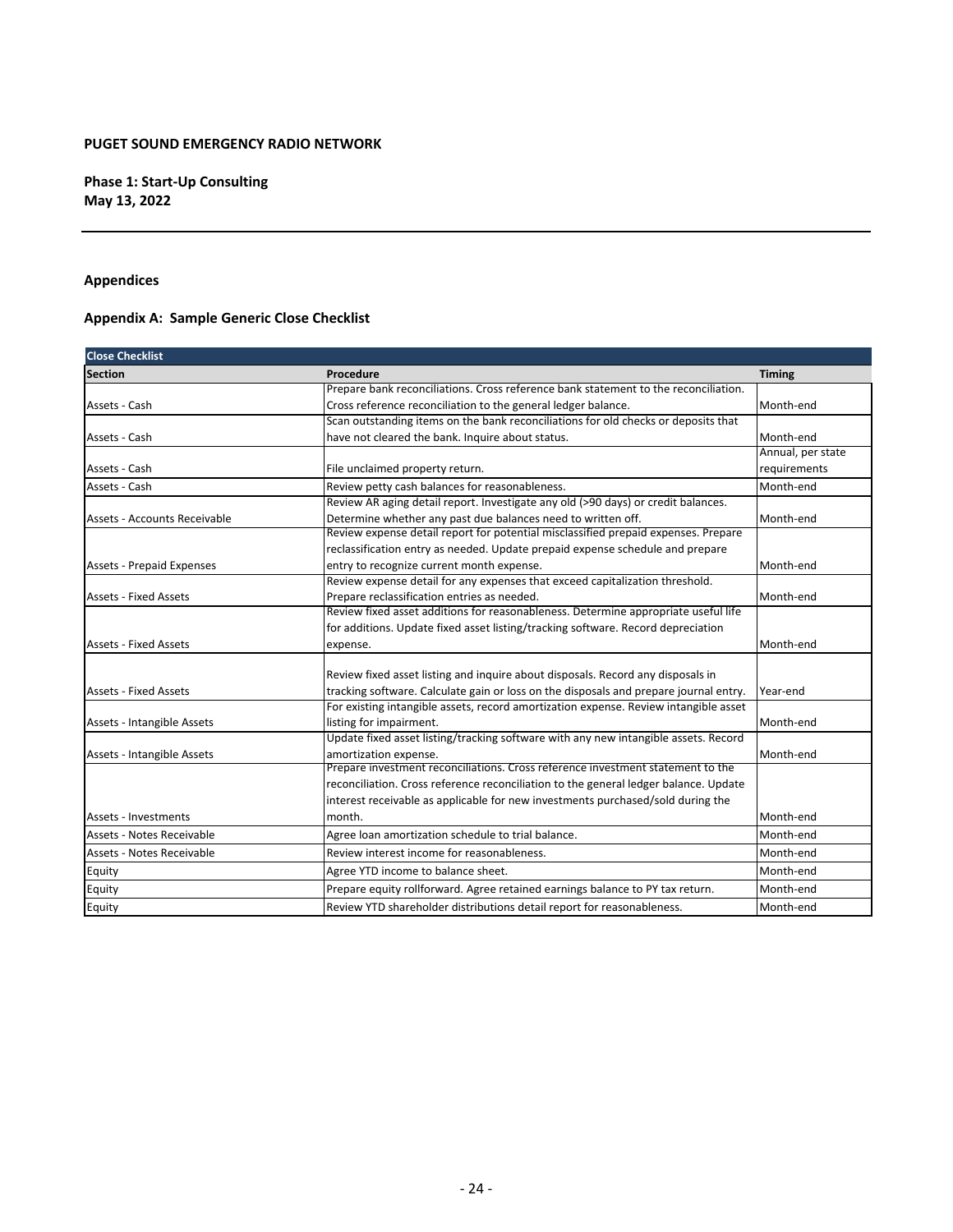**PUGET SOUND EMERGENCY RADIO NETWORK**

**Phase 1: Start-Up Consulting**
**May 13, 2022**

---

## Appendices

### Appendix A: Sample Generic Close Checklist

| Close Checklist | | |
|---|---|---|
| **Section** | **Procedure** | **Timing** |
| Assets - Cash | Prepare bank reconciliations. Cross reference bank statement to the reconciliation. Cross reference reconciliation to the general ledger balance. | Month-end |
| Assets - Cash | Scan outstanding items on the bank reconciliations for old checks or deposits that have not cleared the bank. Inquire about status. | Month-end |
| Assets - Cash | File unclaimed property return. | Annual, per state requirements |
| Assets - Cash | Review petty cash balances for reasonableness. | Month-end |
| Assets - Accounts Receivable | Review AR aging detail report. Investigate any old (>90 days) or credit balances. Determine whether any past due balances need to written off. | Month-end |
| Assets - Prepaid Expenses | Review expense detail report for potential misclassified prepaid expenses. Prepare reclassification entry as needed. Update prepaid expense schedule and prepare entry to recognize current month expense. | Month-end |
| Assets - Fixed Assets | Review expense detail for any expenses that exceed capitalization threshold. Prepare reclassification entries as needed. | Month-end |
| Assets - Fixed Assets | Review fixed asset additions for reasonableness. Determine appropriate useful life for additions. Update fixed asset listing/tracking software. Record depreciation expense. | Month-end |
| Assets - Fixed Assets | Review fixed asset listing and inquire about disposals. Record any disposals in tracking software. Calculate gain or loss on the disposals and prepare journal entry. | Year-end |
| Assets - Intangible Assets | For existing intangible assets, record amortization expense. Review intangible asset listing for impairment. | Month-end |
| Assets - Intangible Assets | Update fixed asset listing/tracking software with any new intangible assets. Record amortization expense. | Month-end |
| Assets - Investments | Prepare investment reconciliations. Cross reference investment statement to the reconciliation. Cross reference reconciliation to the general ledger balance. Update interest receivable as applicable for new investments purchased/sold during the month. | Month-end |
| Assets - Notes Receivable | Agree loan amortization schedule to trial balance. | Month-end |
| Assets - Notes Receivable | Review interest income for reasonableness. | Month-end |
| Equity | Agree YTD income to balance sheet. | Month-end |
| Equity | Prepare equity rollforward. Agree retained earnings balance to PY tax return. | Month-end |
| Equity | Review YTD shareholder distributions detail report for reasonableness. | Month-end |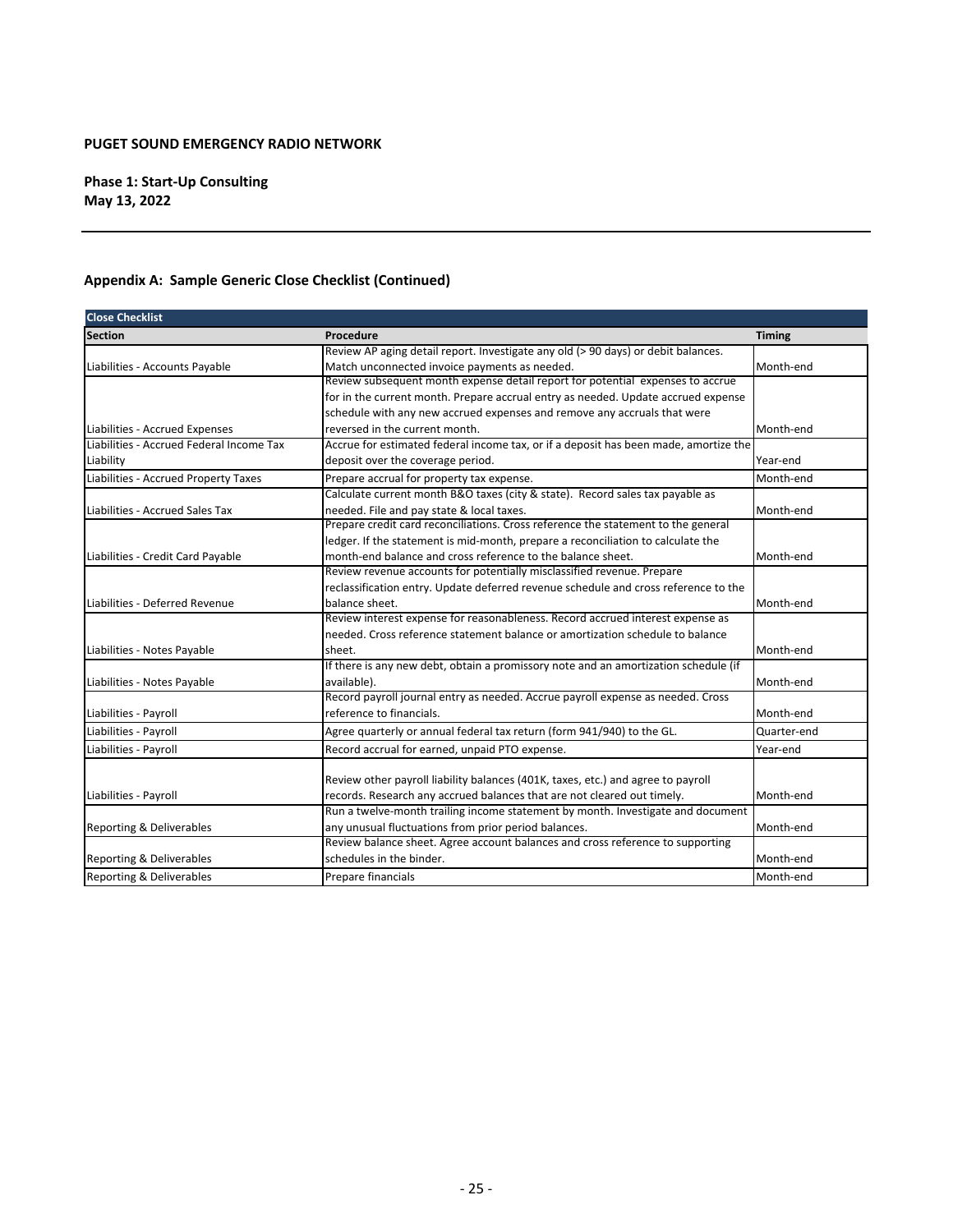**PUGET SOUND EMERGENCY RADIO NETWORK**

**Phase 1: Start-Up Consulting**
**May 13, 2022**

## Appendix A: Sample Generic Close Checklist (Continued)

| Close Checklist | | |
|---|---|---|
| **Section** | **Procedure** | **Timing** |
| Liabilities - Accounts Payable | Review AP aging detail report. Investigate any old (> 90 days) or debit balances. Match unconnected invoice payments as needed. | Month-end |
| Liabilities - Accrued Expenses | Review subsequent month expense detail report for potential expenses to accrue for in the current month. Prepare accrual entry as needed. Update accrued expense schedule with any new accrued expenses and remove any accruals that were reversed in the current month. | Month-end |
| Liabilities - Accrued Federal Income Tax Liability | Accrue for estimated federal income tax, or if a deposit has been made, amortize the deposit over the coverage period. | Year-end |
| Liabilities - Accrued Property Taxes | Prepare accrual for property tax expense. | Month-end |
| Liabilities - Accrued Sales Tax | Calculate current month B&O taxes (city & state). Record sales tax payable as needed. File and pay state & local taxes. | Month-end |
| Liabilities - Credit Card Payable | Prepare credit card reconciliations. Cross reference the statement to the general ledger. If the statement is mid-month, prepare a reconciliation to calculate the month-end balance and cross reference to the balance sheet. | Month-end |
| Liabilities - Deferred Revenue | Review revenue accounts for potentially misclassified revenue. Prepare reclassification entry. Update deferred revenue schedule and cross reference to the balance sheet. | Month-end |
| Liabilities - Notes Payable | Review interest expense for reasonableness. Record accrued interest expense as needed. Cross reference statement balance or amortization schedule to balance sheet. | Month-end |
| Liabilities - Notes Payable | If there is any new debt, obtain a promissory note and an amortization schedule (if available). | Month-end |
| Liabilities - Payroll | Record payroll journal entry as needed. Accrue payroll expense as needed. Cross reference to financials. | Month-end |
| Liabilities - Payroll | Agree quarterly or annual federal tax return (form 941/940) to the GL. | Quarter-end |
| Liabilities - Payroll | Record accrual for earned, unpaid PTO expense. | Year-end |
| Liabilities - Payroll | Review other payroll liability balances (401K, taxes, etc.) and agree to payroll records. Research any accrued balances that are not cleared out timely. | Month-end |
| Reporting & Deliverables | Run a twelve-month trailing income statement by month. Investigate and document any unusual fluctuations from prior period balances. | Month-end |
| Reporting & Deliverables | Review balance sheet. Agree account balances and cross reference to supporting schedules in the binder. | Month-end |
| Reporting & Deliverables | Prepare financials | Month-end |